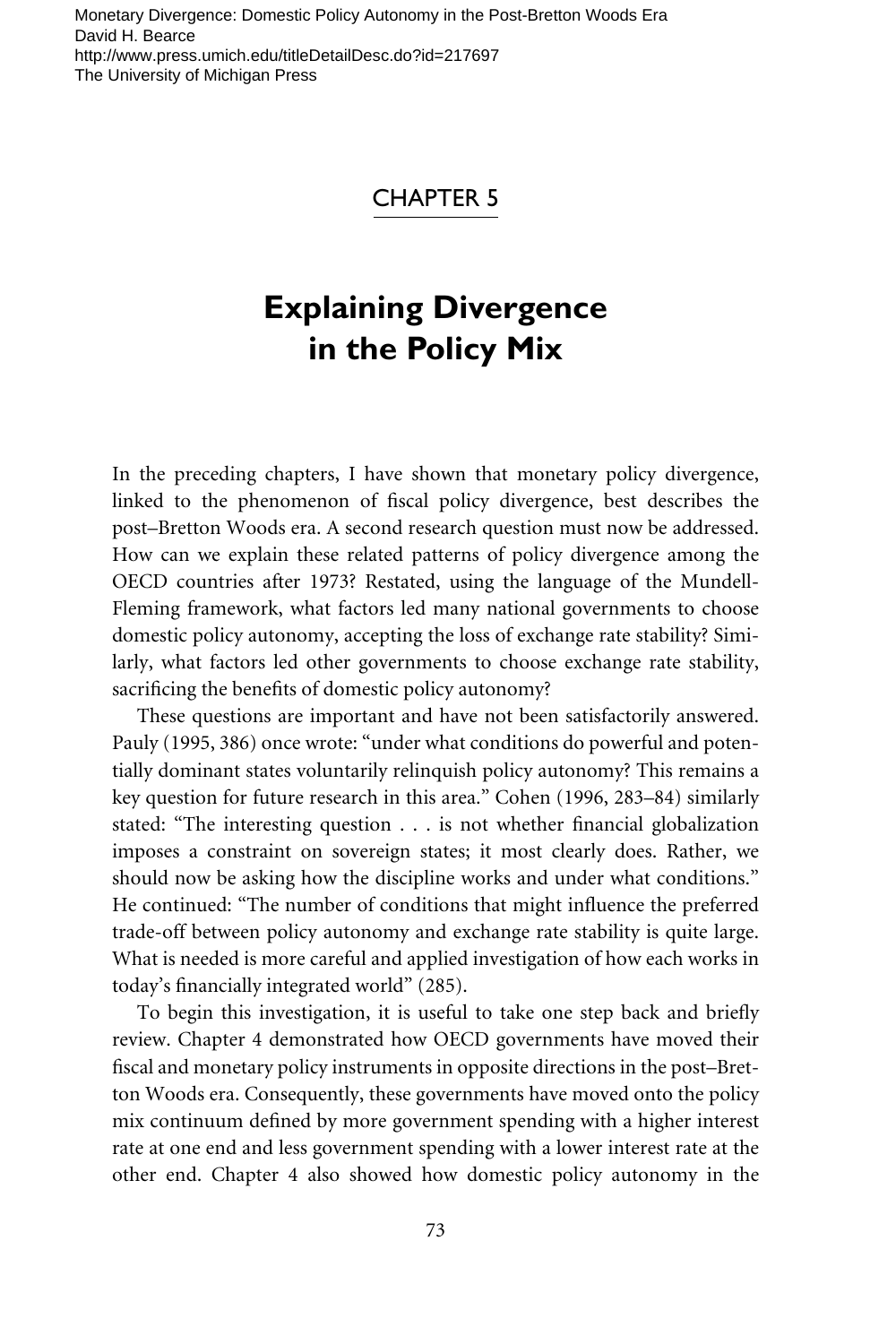# CHAPTER 5

# Explaining Divergence in the Policy Mix

In the preceding chapters, I have shown that monetary policy divergence, linked to the phenomenon of fiscal policy divergence, best describes the post–Bretton Woods era. A second research question must now be addressed. How can we explain these related patterns of policy divergence among the OECD countries after 1973? Restated, using the language of the Mundell-Fleming framework, what factors led many national governments to choose domestic policy autonomy, accepting the loss of exchange rate stability? Similarly, what factors led other governments to choose exchange rate stability, sacrificing the benefits of domestic policy autonomy?

These questions are important and have not been satisfactorily answered. Pauly (1995, 386) once wrote: "under what conditions do powerful and potentially dominant states voluntarily relinquish policy autonomy? This remains a key question for future research in this area." Cohen (1996, 283–84) similarly stated: "The interesting question . . . is not whether financial globalization imposes a constraint on sovereign states; it most clearly does. Rather, we should now be asking how the discipline works and under what conditions." He continued: "The number of conditions that might influence the preferred trade-off between policy autonomy and exchange rate stability is quite large. What is needed is more careful and applied investigation of how each works in today's financially integrated world" (285).

To begin this investigation, it is useful to take one step back and briefly review. Chapter 4 demonstrated how OECD governments have moved their fiscal and monetary policy instruments in opposite directions in the post–Bretton Woods era. Consequently, these governments have moved onto the policy mix continuum defined by more government spending with a higher interest rate at one end and less government spending with a lower interest rate at the other end. Chapter 4 also showed how domestic policy autonomy in the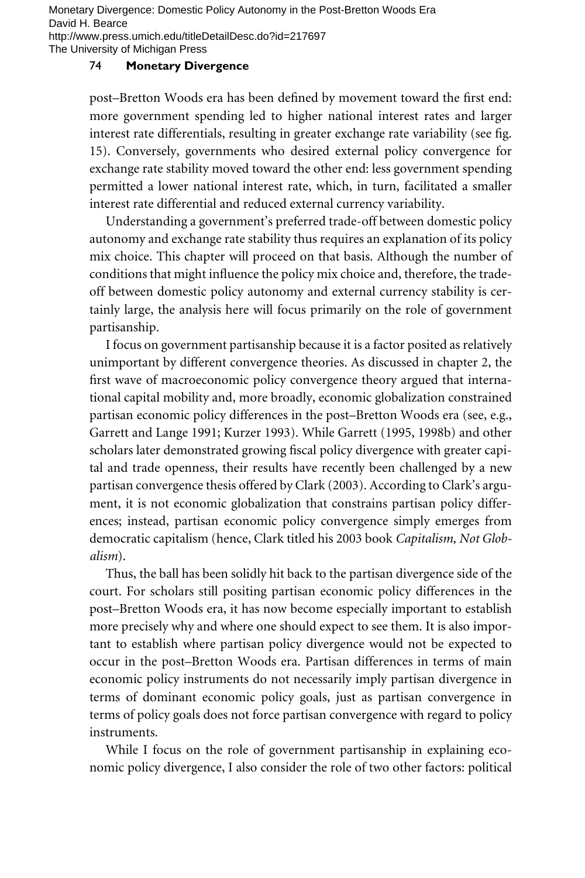post–Bretton Woods era has been defined by movement toward the first end: more government spending led to higher national interest rates and larger interest rate differentials, resulting in greater exchange rate variability (see fig. 15). Conversely, governments who desired external policy convergence for exchange rate stability moved toward the other end: less government spending permitted a lower national interest rate, which, in turn, facilitated a smaller interest rate differential and reduced external currency variability.

Understanding a government's preferred trade-off between domestic policy autonomy and exchange rate stability thus requires an explanation of its policy mix choice. This chapter will proceed on that basis. Although the number of conditions that might influence the policy mix choice and, therefore, the trade-off between domestic policy autonomy and external currency stability is certainly large, the analysis here will focus primarily on the role of government partisanship.

I focus on government partisanship because it is a factor posited as relatively unimportant by different convergence theories. As discussed in chapter 2, the first wave of macroeconomic policy convergence theory argued that international capital mobility and, more broadly, economic globalization constrained partisan economic policy differences in the post–Bretton Woods era (see, e.g., Garrett and Lange 1991; Kurzer 1993). While Garrett (1995, 1998b) and other scholars later demonstrated growing fiscal policy divergence with greater capital and trade openness, their results have recently been challenged by a new partisan convergence thesis offered by Clark (2003). According to Clark's argument, it is not economic globalization that constrains partisan policy differences; instead, partisan economic policy convergence simply emerges from democratic capitalism (hence, Clark titled his 2003 book *Capitalism, Not Globalism*).

Thus, the ball has been solidly hit back to the partisan divergence side of the court. For scholars still positing partisan economic policy differences in the post–Bretton Woods era, it has now become especially important to establish more precisely why and where one should expect to see them. It is also important to establish where partisan policy divergence would not be expected to occur in the post–Bretton Woods era. Partisan differences in terms of main economic policy instruments do not necessarily imply partisan divergence in terms of dominant economic policy goals, just as partisan convergence in terms of policy goals does not force partisan convergence with regard to policy instruments.

While I focus on the role of government partisanship in explaining economic policy divergence, I also consider the role of two other factors: political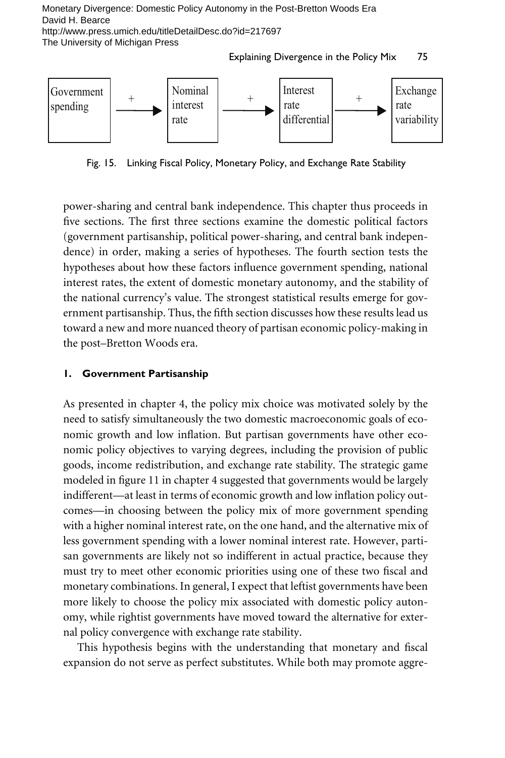Government spending → + → Nominal interest rate → + → Interest rate differential → + → Exchange rate variability

Fig. 15. Linking Fiscal Policy, Monetary Policy, and Exchange Rate Stability

power-sharing and central bank independence. This chapter thus proceeds in five sections. The first three sections examine the domestic political factors (government partisanship, political power-sharing, and central bank independence) in order, making a series of hypotheses. The fourth section tests the hypotheses about how these factors influence government spending, national interest rates, the extent of domestic monetary autonomy, and the stability of the national currency's value. The strongest statistical results emerge for government partisanship. Thus, the fifth section discusses how these results lead us toward a new and more nuanced theory of partisan economic policy-making in the post–Bretton Woods era.

#### 1. Government Partisanship

As presented in chapter 4, the policy mix choice was motivated solely by the need to satisfy simultaneously the two domestic macroeconomic goals of economic growth and low inflation. But partisan governments have other economic policy objectives to varying degrees, including the provision of public goods, income redistribution, and exchange rate stability. The strategic game modeled in figure 11 in chapter 4 suggested that governments would be largely indifferent—at least in terms of economic growth and low inflation policy outcomes—in choosing between the policy mix of more government spending with a higher nominal interest rate, on the one hand, and the alternative mix of less government spending with a lower nominal interest rate. However, partisan governments are likely not so indifferent in actual practice, because they must try to meet other economic priorities using one of these two fiscal and monetary combinations. In general, I expect that leftist governments have been more likely to choose the policy mix associated with domestic policy autonomy, while rightist governments have moved toward the alternative for external policy convergence with exchange rate stability.

This hypothesis begins with the understanding that monetary and fiscal expansion do not serve as perfect substitutes. While both may promote aggre-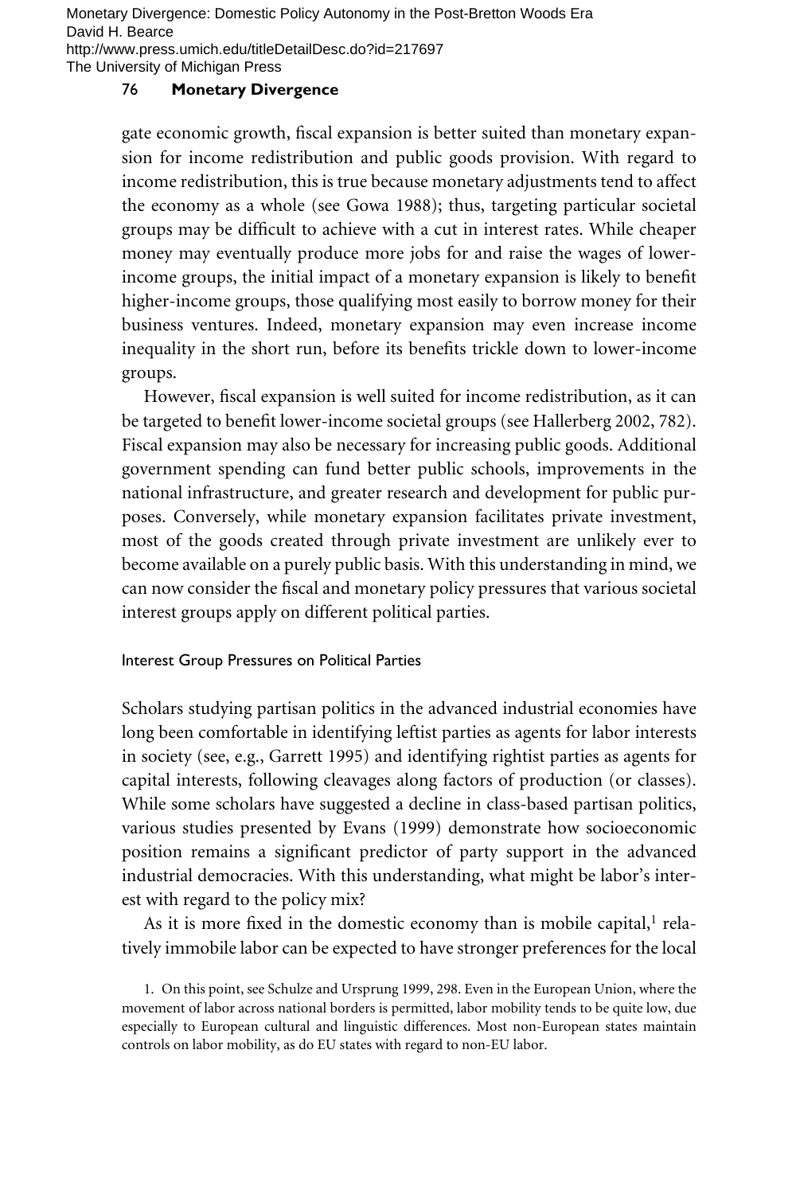gate economic growth, fiscal expansion is better suited than monetary expansion for income redistribution and public goods provision. With regard to income redistribution, this is true because monetary adjustments tend to affect the economy as a whole (see Gowa 1988); thus, targeting particular societal groups may be difficult to achieve with a cut in interest rates. While cheaper money may eventually produce more jobs for and raise the wages of lower-income groups, the initial impact of a monetary expansion is likely to benefit higher-income groups, those qualifying most easily to borrow money for their business ventures. Indeed, monetary expansion may even increase income inequality in the short run, before its benefits trickle down to lower-income groups.

However, fiscal expansion is well suited for income redistribution, as it can be targeted to benefit lower-income societal groups (see Hallerberg 2002, 782). Fiscal expansion may also be necessary for increasing public goods. Additional government spending can fund better public schools, improvements in the national infrastructure, and greater research and development for public purposes. Conversely, while monetary expansion facilitates private investment, most of the goods created through private investment are unlikely ever to become available on a purely public basis. With this understanding in mind, we can now consider the fiscal and monetary policy pressures that various societal interest groups apply on different political parties.

### Interest Group Pressures on Political Parties

Scholars studying partisan politics in the advanced industrial economies have long been comfortable in identifying leftist parties as agents for labor interests in society (see, e.g., Garrett 1995) and identifying rightist parties as agents for capital interests, following cleavages along factors of production (or classes). While some scholars have suggested a decline in class-based partisan politics, various studies presented by Evans (1999) demonstrate how socioeconomic position remains a significant predictor of party support in the advanced industrial democracies. With this understanding, what might be labor's interest with regard to the policy mix?

As it is more fixed in the domestic economy than is mobile capital,[1] relatively immobile labor can be expected to have stronger preferences for the local

1. On this point, see Schulze and Ursprung 1999, 298. Even in the European Union, where the movement of labor across national borders is permitted, labor mobility tends to be quite low, due especially to European cultural and linguistic differences. Most non-European states maintain controls on labor mobility, as do EU states with regard to non-EU labor.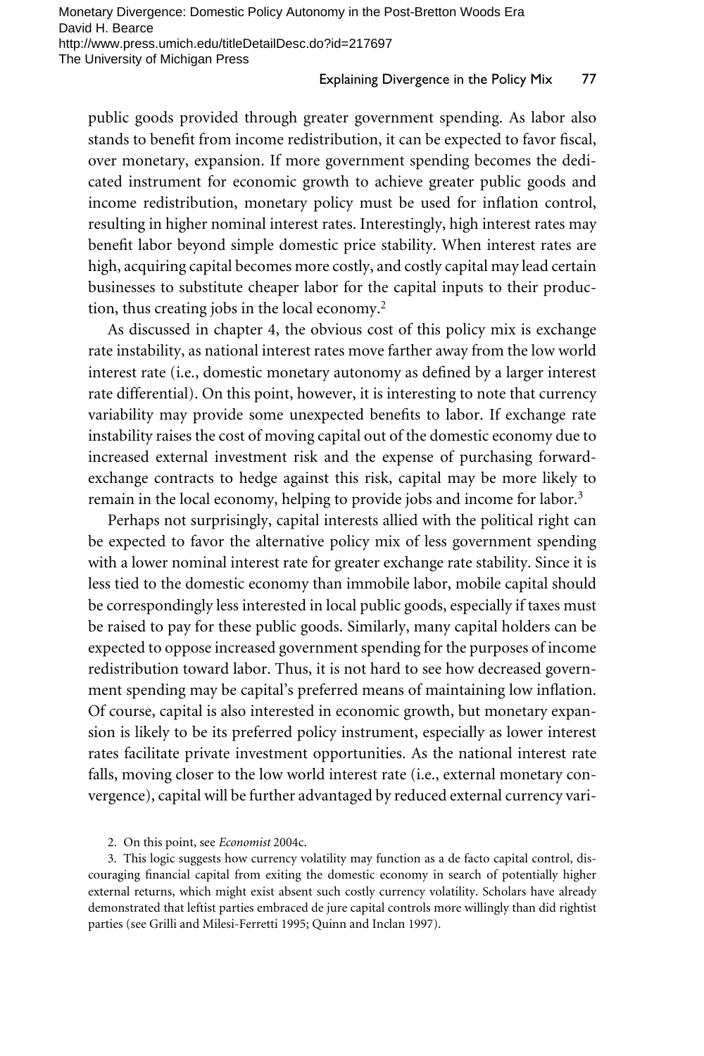public goods provided through greater government spending. As labor also stands to benefit from income redistribution, it can be expected to favor fiscal, over monetary, expansion. If more government spending becomes the dedicated instrument for economic growth to achieve greater public goods and income redistribution, monetary policy must be used for inflation control, resulting in higher nominal interest rates. Interestingly, high interest rates may benefit labor beyond simple domestic price stability. When interest rates are high, acquiring capital becomes more costly, and costly capital may lead certain businesses to substitute cheaper labor for the capital inputs to their production, thus creating jobs in the local economy.[2]

As discussed in chapter 4, the obvious cost of this policy mix is exchange rate instability, as national interest rates move farther away from the low world interest rate (i.e., domestic monetary autonomy as defined by a larger interest rate differential). On this point, however, it is interesting to note that currency variability may provide some unexpected benefits to labor. If exchange rate instability raises the cost of moving capital out of the domestic economy due to increased external investment risk and the expense of purchasing forward-exchange contracts to hedge against this risk, capital may be more likely to remain in the local economy, helping to provide jobs and income for labor.[3]

Perhaps not surprisingly, capital interests allied with the political right can be expected to favor the alternative policy mix of less government spending with a lower nominal interest rate for greater exchange rate stability. Since it is less tied to the domestic economy than immobile labor, mobile capital should be correspondingly less interested in local public goods, especially if taxes must be raised to pay for these public goods. Similarly, many capital holders can be expected to oppose increased government spending for the purposes of income redistribution toward labor. Thus, it is not hard to see how decreased government spending may be capital's preferred means of maintaining low inflation. Of course, capital is also interested in economic growth, but monetary expansion is likely to be its preferred policy instrument, especially as lower interest rates facilitate private investment opportunities. As the national interest rate falls, moving closer to the low world interest rate (i.e., external monetary convergence), capital will be further advantaged by reduced external currency vari-

2. On this point, see *Economist* 2004c.

3. This logic suggests how currency volatility may function as a de facto capital control, discouraging financial capital from exiting the domestic economy in search of potentially higher external returns, which might exist absent such costly currency volatility. Scholars have already demonstrated that leftist parties embraced de jure capital controls more willingly than did rightist parties (see Grilli and Milesi-Ferretti 1995; Quinn and Inclan 1997).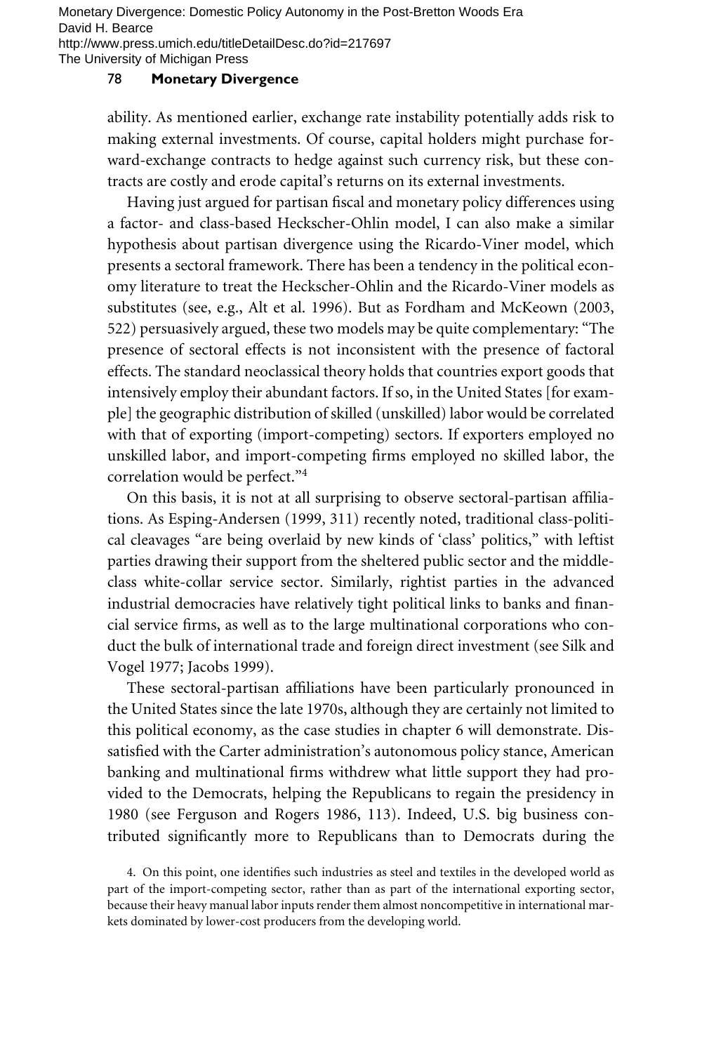ability. As mentioned earlier, exchange rate instability potentially adds risk to making external investments. Of course, capital holders might purchase forward-exchange contracts to hedge against such currency risk, but these contracts are costly and erode capital's returns on its external investments.

Having just argued for partisan fiscal and monetary policy differences using a factor- and class-based Heckscher-Ohlin model, I can also make a similar hypothesis about partisan divergence using the Ricardo-Viner model, which presents a sectoral framework. There has been a tendency in the political economy literature to treat the Heckscher-Ohlin and the Ricardo-Viner models as substitutes (see, e.g., Alt et al. 1996). But as Fordham and McKeown (2003, 522) persuasively argued, these two models may be quite complementary: "The presence of sectoral effects is not inconsistent with the presence of factoral effects. The standard neoclassical theory holds that countries export goods that intensively employ their abundant factors. If so, in the United States [for example] the geographic distribution of skilled (unskilled) labor would be correlated with that of exporting (import-competing) sectors. If exporters employed no unskilled labor, and import-competing firms employed no skilled labor, the correlation would be perfect."[4]

On this basis, it is not at all surprising to observe sectoral-partisan affiliations. As Esping-Andersen (1999, 311) recently noted, traditional class-political cleavages "are being overlaid by new kinds of 'class' politics," with leftist parties drawing their support from the sheltered public sector and the middle-class white-collar service sector. Similarly, rightist parties in the advanced industrial democracies have relatively tight political links to banks and financial service firms, as well as to the large multinational corporations who conduct the bulk of international trade and foreign direct investment (see Silk and Vogel 1977; Jacobs 1999).

These sectoral-partisan affiliations have been particularly pronounced in the United States since the late 1970s, although they are certainly not limited to this political economy, as the case studies in chapter 6 will demonstrate. Dissatisfied with the Carter administration's autonomous policy stance, American banking and multinational firms withdrew what little support they had provided to the Democrats, helping the Republicans to regain the presidency in 1980 (see Ferguson and Rogers 1986, 113). Indeed, U.S. big business contributed significantly more to Republicans than to Democrats during the

4. On this point, one identifies such industries as steel and textiles in the developed world as part of the import-competing sector, rather than as part of the international exporting sector, because their heavy manual labor inputs render them almost noncompetitive in international markets dominated by lower-cost producers from the developing world.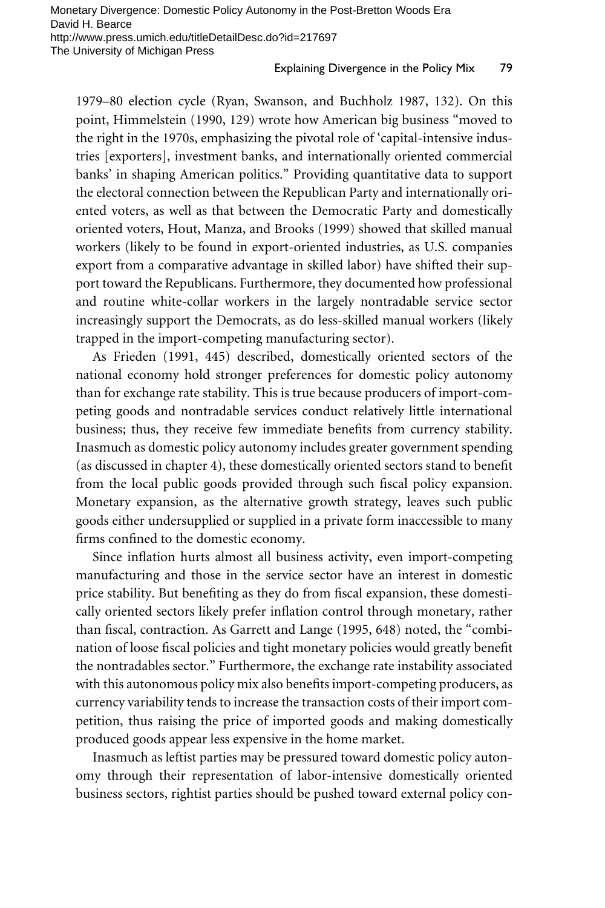1979–80 election cycle (Ryan, Swanson, and Buchholz 1987, 132). On this point, Himmelstein (1990, 129) wrote how American big business "moved to the right in the 1970s, emphasizing the pivotal role of 'capital-intensive industries [exporters], investment banks, and internationally oriented commercial banks' in shaping American politics." Providing quantitative data to support the electoral connection between the Republican Party and internationally oriented voters, as well as that between the Democratic Party and domestically oriented voters, Hout, Manza, and Brooks (1999) showed that skilled manual workers (likely to be found in export-oriented industries, as U.S. companies export from a comparative advantage in skilled labor) have shifted their support toward the Republicans. Furthermore, they documented how professional and routine white-collar workers in the largely nontradable service sector increasingly support the Democrats, as do less-skilled manual workers (likely trapped in the import-competing manufacturing sector).

As Frieden (1991, 445) described, domestically oriented sectors of the national economy hold stronger preferences for domestic policy autonomy than for exchange rate stability. This is true because producers of import-competing goods and nontradable services conduct relatively little international business; thus, they receive few immediate benefits from currency stability. Inasmuch as domestic policy autonomy includes greater government spending (as discussed in chapter 4), these domestically oriented sectors stand to benefit from the local public goods provided through such fiscal policy expansion. Monetary expansion, as the alternative growth strategy, leaves such public goods either undersupplied or supplied in a private form inaccessible to many firms confined to the domestic economy.

Since inflation hurts almost all business activity, even import-competing manufacturing and those in the service sector have an interest in domestic price stability. But benefiting as they do from fiscal expansion, these domestically oriented sectors likely prefer inflation control through monetary, rather than fiscal, contraction. As Garrett and Lange (1995, 648) noted, the "combination of loose fiscal policies and tight monetary policies would greatly benefit the nontradables sector." Furthermore, the exchange rate instability associated with this autonomous policy mix also benefits import-competing producers, as currency variability tends to increase the transaction costs of their import competition, thus raising the price of imported goods and making domestically produced goods appear less expensive in the home market.

Inasmuch as leftist parties may be pressured toward domestic policy autonomy through their representation of labor-intensive domestically oriented business sectors, rightist parties should be pushed toward external policy con-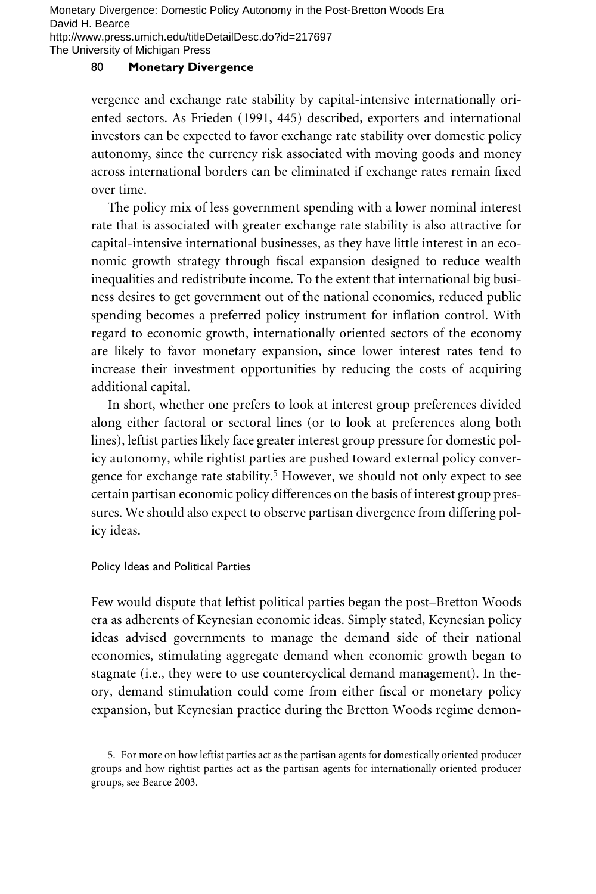vergence and exchange rate stability by capital-intensive internationally oriented sectors. As Frieden (1991, 445) described, exporters and international investors can be expected to favor exchange rate stability over domestic policy autonomy, since the currency risk associated with moving goods and money across international borders can be eliminated if exchange rates remain fixed over time.

The policy mix of less government spending with a lower nominal interest rate that is associated with greater exchange rate stability is also attractive for capital-intensive international businesses, as they have little interest in an economic growth strategy through fiscal expansion designed to reduce wealth inequalities and redistribute income. To the extent that international big business desires to get government out of the national economies, reduced public spending becomes a preferred policy instrument for inflation control. With regard to economic growth, internationally oriented sectors of the economy are likely to favor monetary expansion, since lower interest rates tend to increase their investment opportunities by reducing the costs of acquiring additional capital.

In short, whether one prefers to look at interest group preferences divided along either factoral or sectoral lines (or to look at preferences along both lines), leftist parties likely face greater interest group pressure for domestic policy autonomy, while rightist parties are pushed toward external policy convergence for exchange rate stability.[5] However, we should not only expect to see certain partisan economic policy differences on the basis of interest group pressures. We should also expect to observe partisan divergence from differing policy ideas.

### Policy Ideas and Political Parties

Few would dispute that leftist political parties began the post–Bretton Woods era as adherents of Keynesian economic ideas. Simply stated, Keynesian policy ideas advised governments to manage the demand side of their national economies, stimulating aggregate demand when economic growth began to stagnate (i.e., they were to use countercyclical demand management). In theory, demand stimulation could come from either fiscal or monetary policy expansion, but Keynesian practice during the Bretton Woods regime demon-

5. For more on how leftist parties act as the partisan agents for domestically oriented producer groups and how rightist parties act as the partisan agents for internationally oriented producer groups, see Bearce 2003.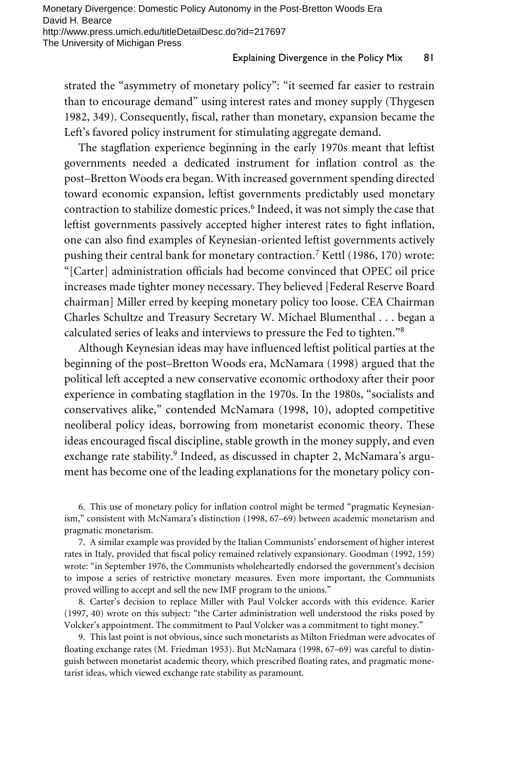strated the "asymmetry of monetary policy": "it seemed far easier to restrain than to encourage demand" using interest rates and money supply (Thygesen 1982, 349). Consequently, fiscal, rather than monetary, expansion became the Left's favored policy instrument for stimulating aggregate demand.

The stagflation experience beginning in the early 1970s meant that leftist governments needed a dedicated instrument for inflation control as the post–Bretton Woods era began. With increased government spending directed toward economic expansion, leftist governments predictably used monetary contraction to stabilize domestic prices.[6] Indeed, it was not simply the case that leftist governments passively accepted higher interest rates to fight inflation, one can also find examples of Keynesian-oriented leftist governments actively pushing their central bank for monetary contraction.[7] Kettl (1986, 170) wrote: "[Carter] administration officials had become convinced that OPEC oil price increases made tighter money necessary. They believed [Federal Reserve Board chairman] Miller erred by keeping monetary policy too loose. CEA Chairman Charles Schultze and Treasury Secretary W. Michael Blumenthal . . . began a calculated series of leaks and interviews to pressure the Fed to tighten."[8]

Although Keynesian ideas may have influenced leftist political parties at the beginning of the post–Bretton Woods era, McNamara (1998) argued that the political left accepted a new conservative economic orthodoxy after their poor experience in combating stagflation in the 1970s. In the 1980s, "socialists and conservatives alike," contended McNamara (1998, 10), adopted competitive neoliberal policy ideas, borrowing from monetarist economic theory. These ideas encouraged fiscal discipline, stable growth in the money supply, and even exchange rate stability.[9] Indeed, as discussed in chapter 2, McNamara's argument has become one of the leading explanations for the monetary policy con-

6. This use of monetary policy for inflation control might be termed "pragmatic Keynesianism," consistent with McNamara's distinction (1998, 67–69) between academic monetarism and pragmatic monetarism.

7. A similar example was provided by the Italian Communists' endorsement of higher interest rates in Italy, provided that fiscal policy remained relatively expansionary. Goodman (1992, 159) wrote: "in September 1976, the Communists wholeheartedly endorsed the government's decision to impose a series of restrictive monetary measures. Even more important, the Communists proved willing to accept and sell the new IMF program to the unions."

8. Carter's decision to replace Miller with Paul Volcker accords with this evidence. Karier (1997, 40) wrote on this subject: "the Carter administration well understood the risks posed by Volcker's appointment. The commitment to Paul Volcker was a commitment to tight money."

9. This last point is not obvious, since such monetarists as Milton Friedman were advocates of floating exchange rates (M. Friedman 1953). But McNamara (1998, 67–69) was careful to distinguish between monetarist academic theory, which prescribed floating rates, and pragmatic monetarist ideas, which viewed exchange rate stability as paramount.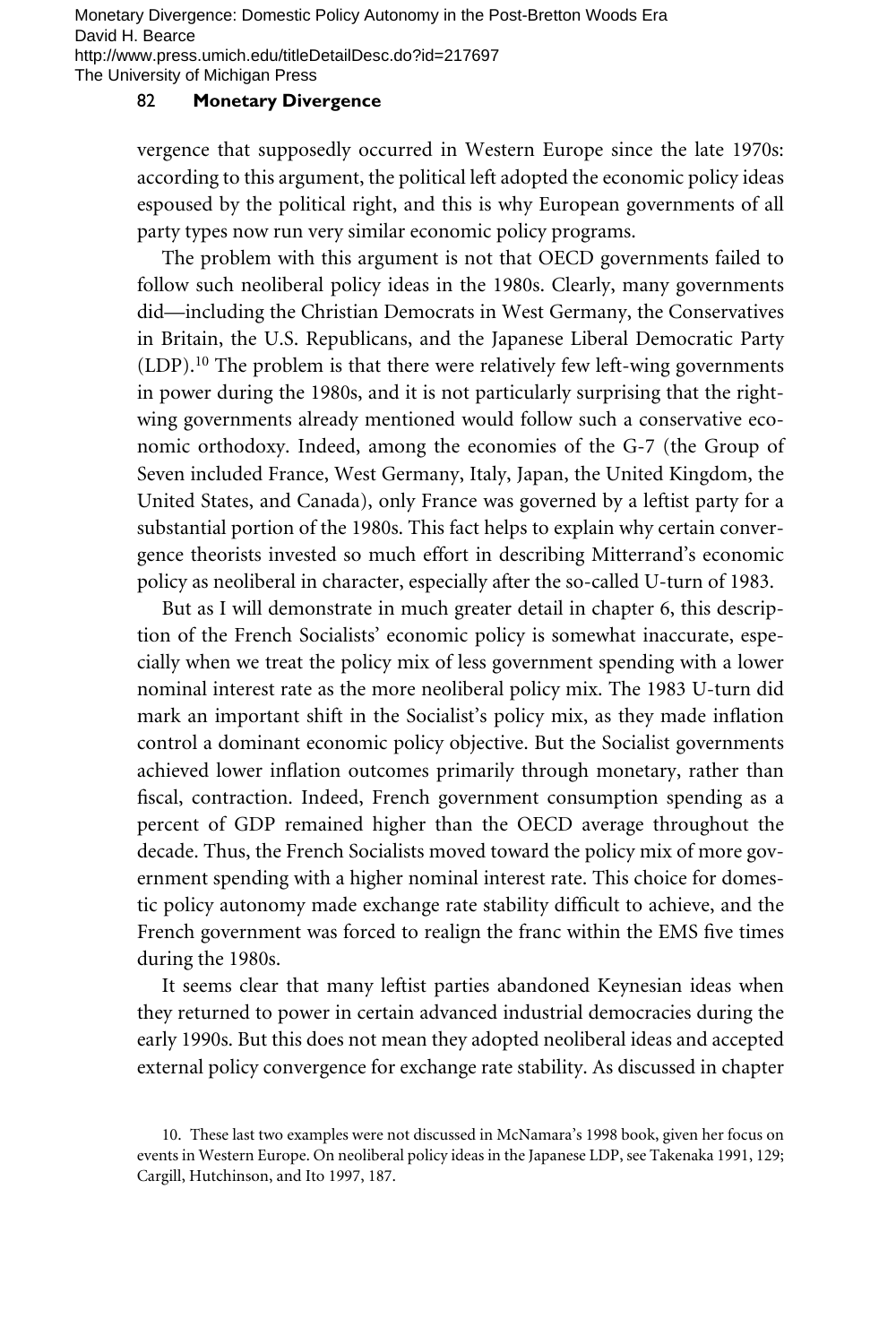vergence that supposedly occurred in Western Europe since the late 1970s: according to this argument, the political left adopted the economic policy ideas espoused by the political right, and this is why European governments of all party types now run very similar economic policy programs.

The problem with this argument is not that OECD governments failed to follow such neoliberal policy ideas in the 1980s. Clearly, many governments did—including the Christian Democrats in West Germany, the Conservatives in Britain, the U.S. Republicans, and the Japanese Liberal Democratic Party (LDP).[10] The problem is that there were relatively few left-wing governments in power during the 1980s, and it is not particularly surprising that the right-wing governments already mentioned would follow such a conservative economic orthodoxy. Indeed, among the economies of the G-7 (the Group of Seven included France, West Germany, Italy, Japan, the United Kingdom, the United States, and Canada), only France was governed by a leftist party for a substantial portion of the 1980s. This fact helps to explain why certain convergence theorists invested so much effort in describing Mitterrand's economic policy as neoliberal in character, especially after the so-called U-turn of 1983.

But as I will demonstrate in much greater detail in chapter 6, this description of the French Socialists' economic policy is somewhat inaccurate, especially when we treat the policy mix of less government spending with a lower nominal interest rate as the more neoliberal policy mix. The 1983 U-turn did mark an important shift in the Socialist's policy mix, as they made inflation control a dominant economic policy objective. But the Socialist governments achieved lower inflation outcomes primarily through monetary, rather than fiscal, contraction. Indeed, French government consumption spending as a percent of GDP remained higher than the OECD average throughout the decade. Thus, the French Socialists moved toward the policy mix of more government spending with a higher nominal interest rate. This choice for domestic policy autonomy made exchange rate stability difficult to achieve, and the French government was forced to realign the franc within the EMS five times during the 1980s.

It seems clear that many leftist parties abandoned Keynesian ideas when they returned to power in certain advanced industrial democracies during the early 1990s. But this does not mean they adopted neoliberal ideas and accepted external policy convergence for exchange rate stability. As discussed in chapter

10. These last two examples were not discussed in McNamara's 1998 book, given her focus on events in Western Europe. On neoliberal policy ideas in the Japanese LDP, see Takenaka 1991, 129; Cargill, Hutchinson, and Ito 1997, 187.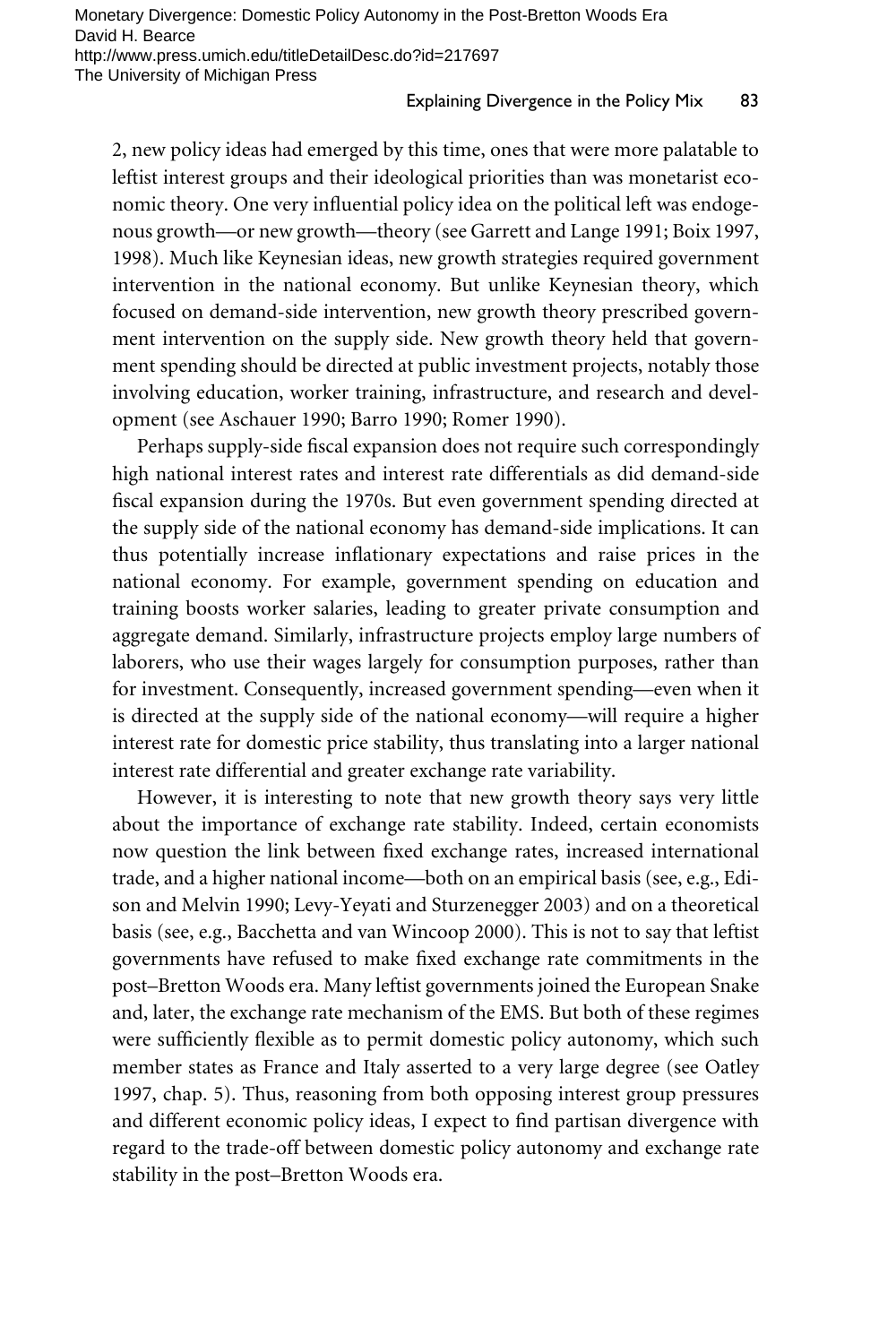2, new policy ideas had emerged by this time, ones that were more palatable to leftist interest groups and their ideological priorities than was monetarist economic theory. One very influential policy idea on the political left was endogenous growth—or new growth—theory (see Garrett and Lange 1991; Boix 1997, 1998). Much like Keynesian ideas, new growth strategies required government intervention in the national economy. But unlike Keynesian theory, which focused on demand-side intervention, new growth theory prescribed government intervention on the supply side. New growth theory held that government spending should be directed at public investment projects, notably those involving education, worker training, infrastructure, and research and development (see Aschauer 1990; Barro 1990; Romer 1990).

Perhaps supply-side fiscal expansion does not require such correspondingly high national interest rates and interest rate differentials as did demand-side fiscal expansion during the 1970s. But even government spending directed at the supply side of the national economy has demand-side implications. It can thus potentially increase inflationary expectations and raise prices in the national economy. For example, government spending on education and training boosts worker salaries, leading to greater private consumption and aggregate demand. Similarly, infrastructure projects employ large numbers of laborers, who use their wages largely for consumption purposes, rather than for investment. Consequently, increased government spending—even when it is directed at the supply side of the national economy—will require a higher interest rate for domestic price stability, thus translating into a larger national interest rate differential and greater exchange rate variability.

However, it is interesting to note that new growth theory says very little about the importance of exchange rate stability. Indeed, certain economists now question the link between fixed exchange rates, increased international trade, and a higher national income—both on an empirical basis (see, e.g., Edison and Melvin 1990; Levy-Yeyati and Sturzenegger 2003) and on a theoretical basis (see, e.g., Bacchetta and van Wincoop 2000). This is not to say that leftist governments have refused to make fixed exchange rate commitments in the post–Bretton Woods era. Many leftist governments joined the European Snake and, later, the exchange rate mechanism of the EMS. But both of these regimes were sufficiently flexible as to permit domestic policy autonomy, which such member states as France and Italy asserted to a very large degree (see Oatley 1997, chap. 5). Thus, reasoning from both opposing interest group pressures and different economic policy ideas, I expect to find partisan divergence with regard to the trade-off between domestic policy autonomy and exchange rate stability in the post–Bretton Woods era.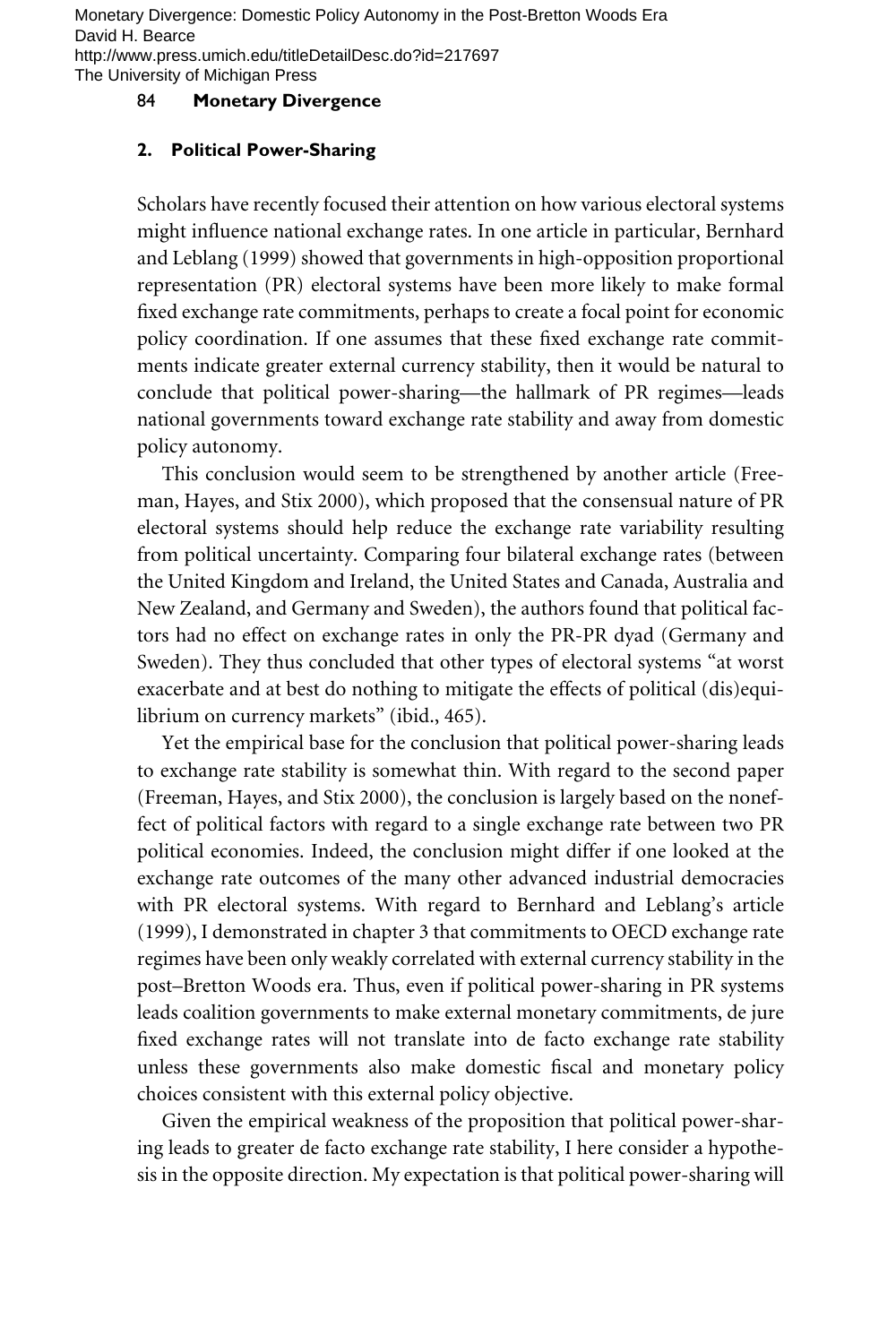## 2. Political Power-Sharing

Scholars have recently focused their attention on how various electoral systems might influence national exchange rates. In one article in particular, Bernhard and Leblang (1999) showed that governments in high-opposition proportional representation (PR) electoral systems have been more likely to make formal fixed exchange rate commitments, perhaps to create a focal point for economic policy coordination. If one assumes that these fixed exchange rate commitments indicate greater external currency stability, then it would be natural to conclude that political power-sharing—the hallmark of PR regimes—leads national governments toward exchange rate stability and away from domestic policy autonomy.

This conclusion would seem to be strengthened by another article (Freeman, Hayes, and Stix 2000), which proposed that the consensual nature of PR electoral systems should help reduce the exchange rate variability resulting from political uncertainty. Comparing four bilateral exchange rates (between the United Kingdom and Ireland, the United States and Canada, Australia and New Zealand, and Germany and Sweden), the authors found that political factors had no effect on exchange rates in only the PR-PR dyad (Germany and Sweden). They thus concluded that other types of electoral systems "at worst exacerbate and at best do nothing to mitigate the effects of political (dis)equilibrium on currency markets" (ibid., 465).

Yet the empirical base for the conclusion that political power-sharing leads to exchange rate stability is somewhat thin. With regard to the second paper (Freeman, Hayes, and Stix 2000), the conclusion is largely based on the noneffect of political factors with regard to a single exchange rate between two PR political economies. Indeed, the conclusion might differ if one looked at the exchange rate outcomes of the many other advanced industrial democracies with PR electoral systems. With regard to Bernhard and Leblang's article (1999), I demonstrated in chapter 3 that commitments to OECD exchange rate regimes have been only weakly correlated with external currency stability in the post–Bretton Woods era. Thus, even if political power-sharing in PR systems leads coalition governments to make external monetary commitments, de jure fixed exchange rates will not translate into de facto exchange rate stability unless these governments also make domestic fiscal and monetary policy choices consistent with this external policy objective.

Given the empirical weakness of the proposition that political power-sharing leads to greater de facto exchange rate stability, I here consider a hypothesis in the opposite direction. My expectation is that political power-sharing will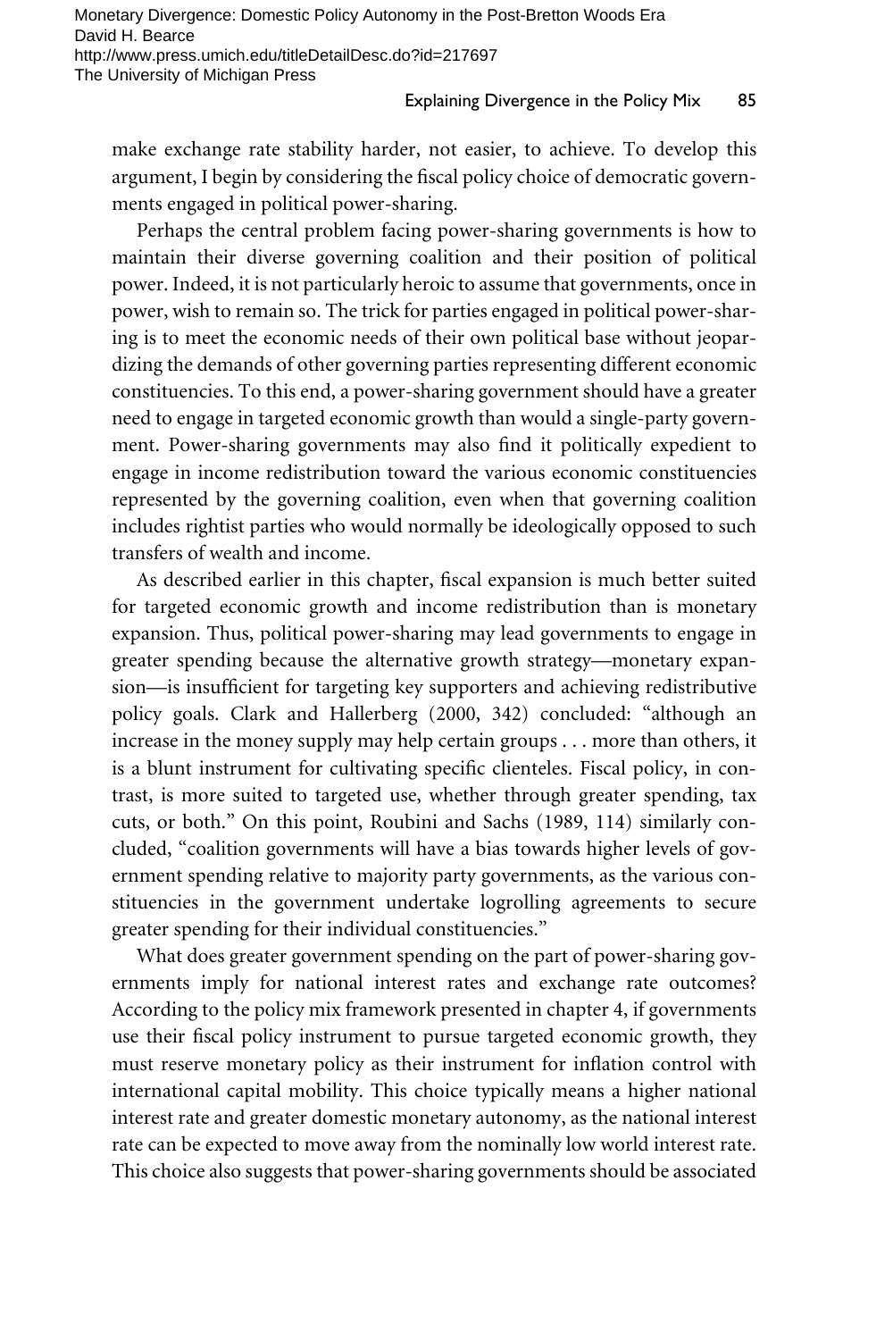make exchange rate stability harder, not easier, to achieve. To develop this argument, I begin by considering the fiscal policy choice of democratic governments engaged in political power-sharing.

Perhaps the central problem facing power-sharing governments is how to maintain their diverse governing coalition and their position of political power. Indeed, it is not particularly heroic to assume that governments, once in power, wish to remain so. The trick for parties engaged in political power-sharing is to meet the economic needs of their own political base without jeopardizing the demands of other governing parties representing different economic constituencies. To this end, a power-sharing government should have a greater need to engage in targeted economic growth than would a single-party government. Power-sharing governments may also find it politically expedient to engage in income redistribution toward the various economic constituencies represented by the governing coalition, even when that governing coalition includes rightist parties who would normally be ideologically opposed to such transfers of wealth and income.

As described earlier in this chapter, fiscal expansion is much better suited for targeted economic growth and income redistribution than is monetary expansion. Thus, political power-sharing may lead governments to engage in greater spending because the alternative growth strategy—monetary expansion—is insufficient for targeting key supporters and achieving redistributive policy goals. Clark and Hallerberg (2000, 342) concluded: "although an increase in the money supply may help certain groups . . . more than others, it is a blunt instrument for cultivating specific clienteles. Fiscal policy, in contrast, is more suited to targeted use, whether through greater spending, tax cuts, or both." On this point, Roubini and Sachs (1989, 114) similarly concluded, "coalition governments will have a bias towards higher levels of government spending relative to majority party governments, as the various constituencies in the government undertake logrolling agreements to secure greater spending for their individual constituencies."

What does greater government spending on the part of power-sharing governments imply for national interest rates and exchange rate outcomes? According to the policy mix framework presented in chapter 4, if governments use their fiscal policy instrument to pursue targeted economic growth, they must reserve monetary policy as their instrument for inflation control with international capital mobility. This choice typically means a higher national interest rate and greater domestic monetary autonomy, as the national interest rate can be expected to move away from the nominally low world interest rate. This choice also suggests that power-sharing governments should be associated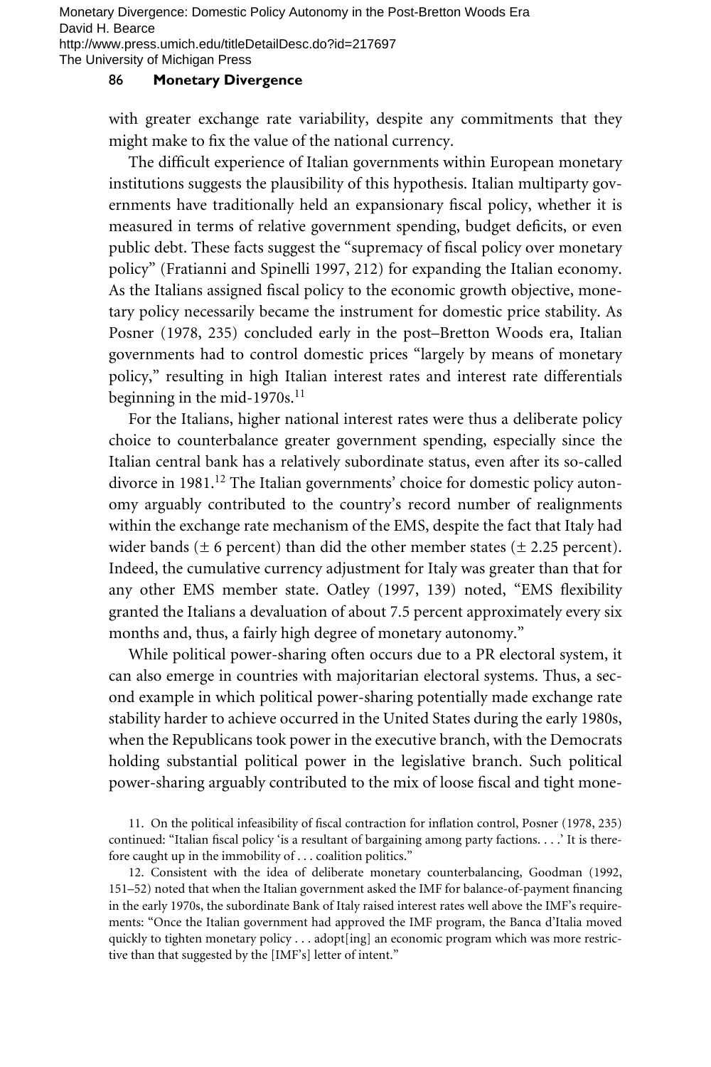with greater exchange rate variability, despite any commitments that they might make to fix the value of the national currency.

The difficult experience of Italian governments within European monetary institutions suggests the plausibility of this hypothesis. Italian multiparty governments have traditionally held an expansionary fiscal policy, whether it is measured in terms of relative government spending, budget deficits, or even public debt. These facts suggest the "supremacy of fiscal policy over monetary policy" (Fratianni and Spinelli 1997, 212) for expanding the Italian economy. As the Italians assigned fiscal policy to the economic growth objective, monetary policy necessarily became the instrument for domestic price stability. As Posner (1978, 235) concluded early in the post–Bretton Woods era, Italian governments had to control domestic prices "largely by means of monetary policy," resulting in high Italian interest rates and interest rate differentials beginning in the mid-1970s.[11]

For the Italians, higher national interest rates were thus a deliberate policy choice to counterbalance greater government spending, especially since the Italian central bank has a relatively subordinate status, even after its so-called divorce in 1981.[12] The Italian governments' choice for domestic policy autonomy arguably contributed to the country's record number of realignments within the exchange rate mechanism of the EMS, despite the fact that Italy had wider bands (± 6 percent) than did the other member states (± 2.25 percent). Indeed, the cumulative currency adjustment for Italy was greater than that for any other EMS member state. Oatley (1997, 139) noted, "EMS flexibility granted the Italians a devaluation of about 7.5 percent approximately every six months and, thus, a fairly high degree of monetary autonomy."

While political power-sharing often occurs due to a PR electoral system, it can also emerge in countries with majoritarian electoral systems. Thus, a second example in which political power-sharing potentially made exchange rate stability harder to achieve occurred in the United States during the early 1980s, when the Republicans took power in the executive branch, with the Democrats holding substantial political power in the legislative branch. Such political power-sharing arguably contributed to the mix of loose fiscal and tight mone-

11. On the political infeasibility of fiscal contraction for inflation control, Posner (1978, 235) continued: "Italian fiscal policy 'is a resultant of bargaining among party factions. . . .' It is therefore caught up in the immobility of . . . coalition politics."

12. Consistent with the idea of deliberate monetary counterbalancing, Goodman (1992, 151–52) noted that when the Italian government asked the IMF for balance-of-payment financing in the early 1970s, the subordinate Bank of Italy raised interest rates well above the IMF's requirements: "Once the Italian government had approved the IMF program, the Banca d'Italia moved quickly to tighten monetary policy . . . adopt[ing] an economic program which was more restrictive than that suggested by the [IMF's] letter of intent."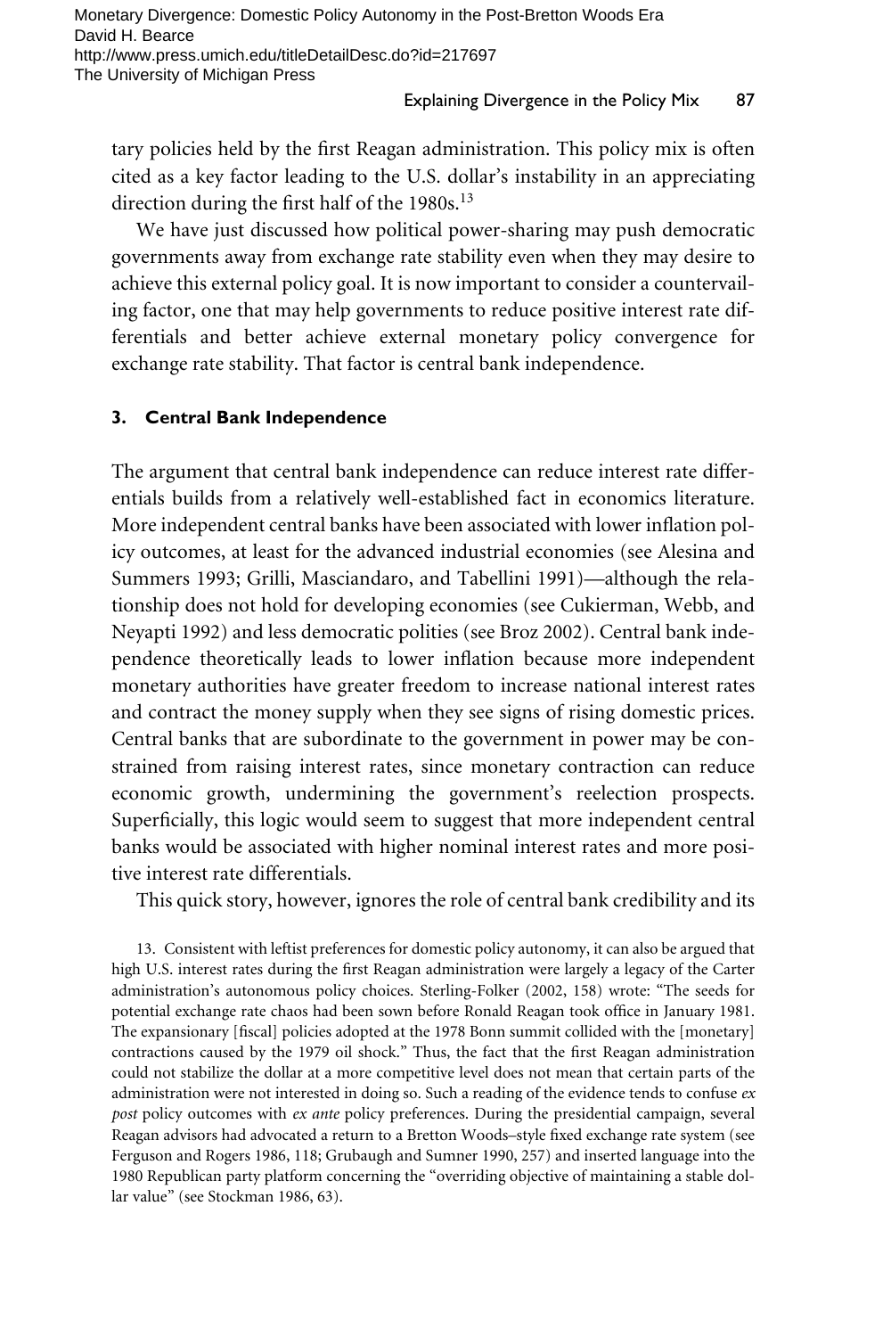tary policies held by the first Reagan administration. This policy mix is often cited as a key factor leading to the U.S. dollar's instability in an appreciating direction during the first half of the 1980s.[13]

We have just discussed how political power-sharing may push democratic governments away from exchange rate stability even when they may desire to achieve this external policy goal. It is now important to consider a countervailing factor, one that may help governments to reduce positive interest rate differentials and better achieve external monetary policy convergence for exchange rate stability. That factor is central bank independence.

### 3. Central Bank Independence

The argument that central bank independence can reduce interest rate differentials builds from a relatively well-established fact in economics literature. More independent central banks have been associated with lower inflation policy outcomes, at least for the advanced industrial economies (see Alesina and Summers 1993; Grilli, Masciandaro, and Tabellini 1991)—although the relationship does not hold for developing economies (see Cukierman, Webb, and Neyapti 1992) and less democratic polities (see Broz 2002). Central bank independence theoretically leads to lower inflation because more independent monetary authorities have greater freedom to increase national interest rates and contract the money supply when they see signs of rising domestic prices. Central banks that are subordinate to the government in power may be constrained from raising interest rates, since monetary contraction can reduce economic growth, undermining the government's reelection prospects. Superficially, this logic would seem to suggest that more independent central banks would be associated with higher nominal interest rates and more positive interest rate differentials.

This quick story, however, ignores the role of central bank credibility and its

13. Consistent with leftist preferences for domestic policy autonomy, it can also be argued that high U.S. interest rates during the first Reagan administration were largely a legacy of the Carter administration's autonomous policy choices. Sterling-Folker (2002, 158) wrote: "The seeds for potential exchange rate chaos had been sown before Ronald Reagan took office in January 1981. The expansionary [fiscal] policies adopted at the 1978 Bonn summit collided with the [monetary] contractions caused by the 1979 oil shock." Thus, the fact that the first Reagan administration could not stabilize the dollar at a more competitive level does not mean that certain parts of the administration were not interested in doing so. Such a reading of the evidence tends to confuse *ex post* policy outcomes with *ex ante* policy preferences. During the presidential campaign, several Reagan advisors had advocated a return to a Bretton Woods–style fixed exchange rate system (see Ferguson and Rogers 1986, 118; Grubaugh and Sumner 1990, 257) and inserted language into the 1980 Republican party platform concerning the "overriding objective of maintaining a stable dollar value" (see Stockman 1986, 63).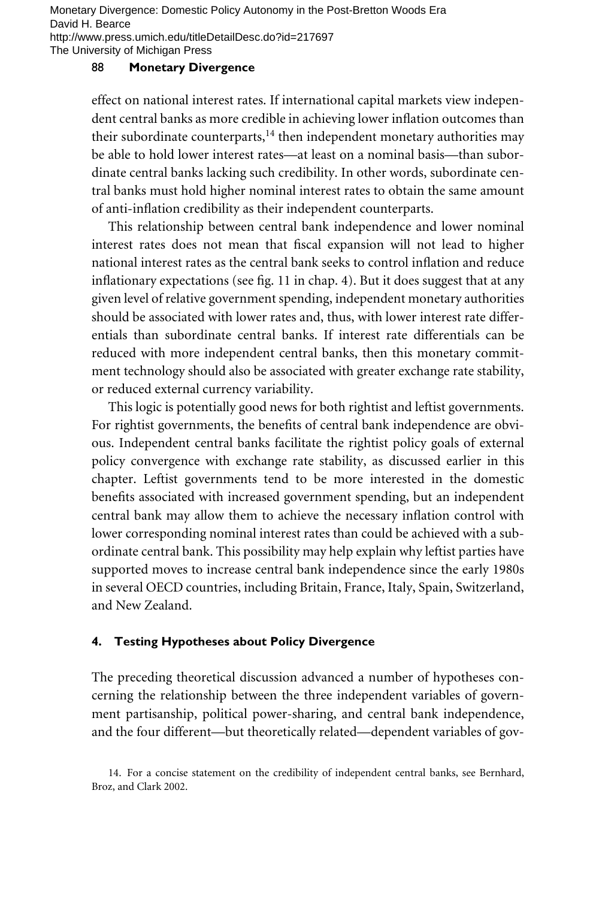effect on national interest rates. If international capital markets view independent central banks as more credible in achieving lower inflation outcomes than their subordinate counterparts,[14] then independent monetary authorities may be able to hold lower interest rates—at least on a nominal basis—than subordinate central banks lacking such credibility. In other words, subordinate central banks must hold higher nominal interest rates to obtain the same amount of anti-inflation credibility as their independent counterparts.

This relationship between central bank independence and lower nominal interest rates does not mean that fiscal expansion will not lead to higher national interest rates as the central bank seeks to control inflation and reduce inflationary expectations (see fig. 11 in chap. 4). But it does suggest that at any given level of relative government spending, independent monetary authorities should be associated with lower rates and, thus, with lower interest rate differentials than subordinate central banks. If interest rate differentials can be reduced with more independent central banks, then this monetary commitment technology should also be associated with greater exchange rate stability, or reduced external currency variability.

This logic is potentially good news for both rightist and leftist governments. For rightist governments, the benefits of central bank independence are obvious. Independent central banks facilitate the rightist policy goals of external policy convergence with exchange rate stability, as discussed earlier in this chapter. Leftist governments tend to be more interested in the domestic benefits associated with increased government spending, but an independent central bank may allow them to achieve the necessary inflation control with lower corresponding nominal interest rates than could be achieved with a subordinate central bank. This possibility may help explain why leftist parties have supported moves to increase central bank independence since the early 1980s in several OECD countries, including Britain, France, Italy, Spain, Switzerland, and New Zealand.

### 4. Testing Hypotheses about Policy Divergence

The preceding theoretical discussion advanced a number of hypotheses concerning the relationship between the three independent variables of government partisanship, political power-sharing, and central bank independence, and the four different—but theoretically related—dependent variables of gov-

14. For a concise statement on the credibility of independent central banks, see Bernhard, Broz, and Clark 2002.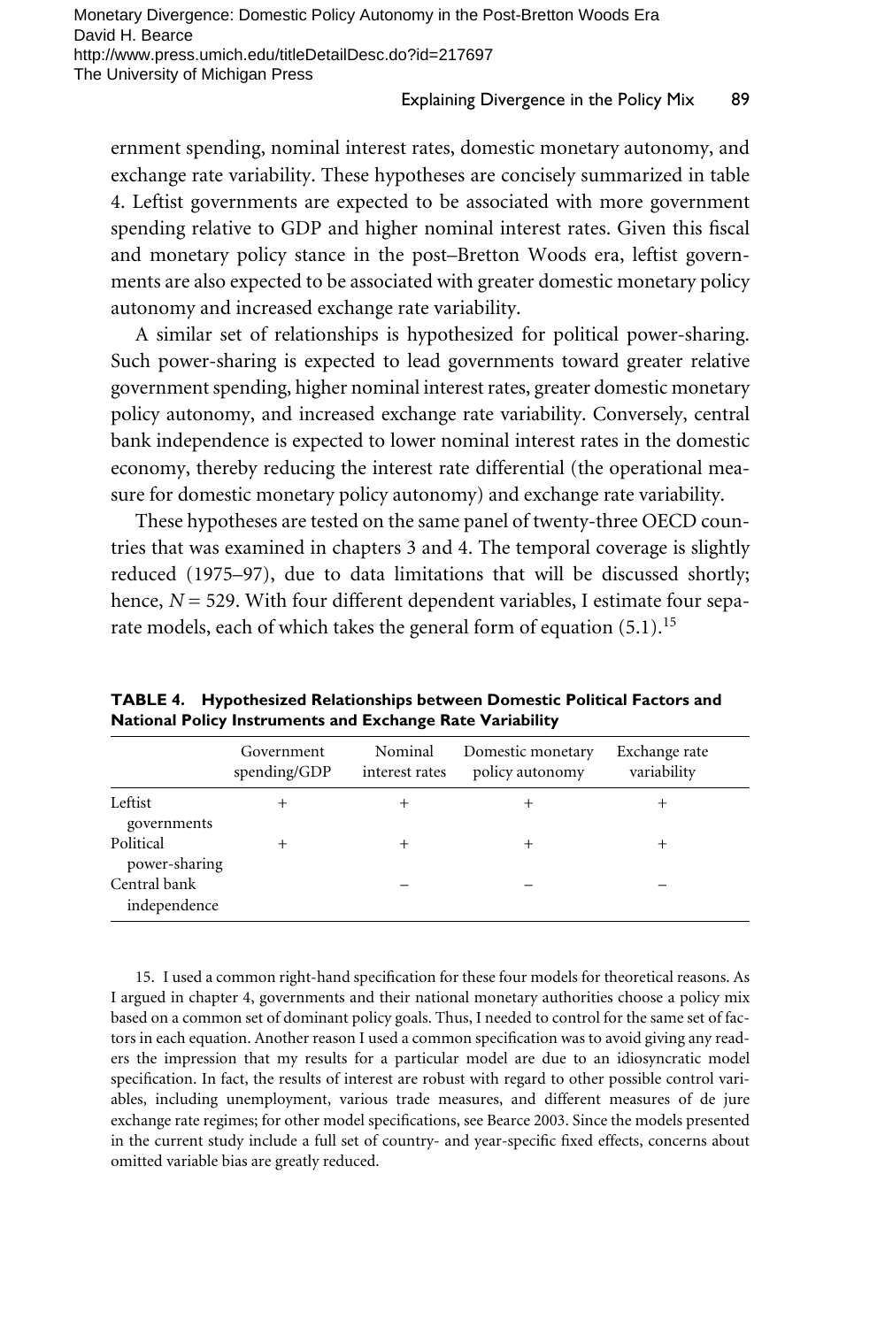ernment spending, nominal interest rates, domestic monetary autonomy, and exchange rate variability. These hypotheses are concisely summarized in table 4. Leftist governments are expected to be associated with more government spending relative to GDP and higher nominal interest rates. Given this fiscal and monetary policy stance in the post–Bretton Woods era, leftist governments are also expected to be associated with greater domestic monetary policy autonomy and increased exchange rate variability.

A similar set of relationships is hypothesized for political power-sharing. Such power-sharing is expected to lead governments toward greater relative government spending, higher nominal interest rates, greater domestic monetary policy autonomy, and increased exchange rate variability. Conversely, central bank independence is expected to lower nominal interest rates in the domestic economy, thereby reducing the interest rate differential (the operational measure for domestic monetary policy autonomy) and exchange rate variability.

These hypotheses are tested on the same panel of twenty-three OECD countries that was examined in chapters 3 and 4. The temporal coverage is slightly reduced (1975–97), due to data limitations that will be discussed shortly; hence, $N = 529$. With four different dependent variables, I estimate four separate models, each of which takes the general form of equation (5.1).[15]

**TABLE 4. Hypothesized Relationships between Domestic Political Factors and National Policy Instruments and Exchange Rate Variability**

| | Government spending/GDP | Nominal interest rates | Domestic monetary policy autonomy | Exchange rate variability |
|---|---|---|---|---|
| Leftist governments | + | + | + | + |
| Political power-sharing | + | + | + | + |
| Central bank independence | | – | – | – |

15. I used a common right-hand specification for these four models for theoretical reasons. As I argued in chapter 4, governments and their national monetary authorities choose a policy mix based on a common set of dominant policy goals. Thus, I needed to control for the same set of factors in each equation. Another reason I used a common specification was to avoid giving any readers the impression that my results for a particular model are due to an idiosyncratic model specification. In fact, the results of interest are robust with regard to other possible control variables, including unemployment, various trade measures, and different measures of de jure exchange rate regimes; for other model specifications, see Bearce 2003. Since the models presented in the current study include a full set of country- and year-specific fixed effects, concerns about omitted variable bias are greatly reduced.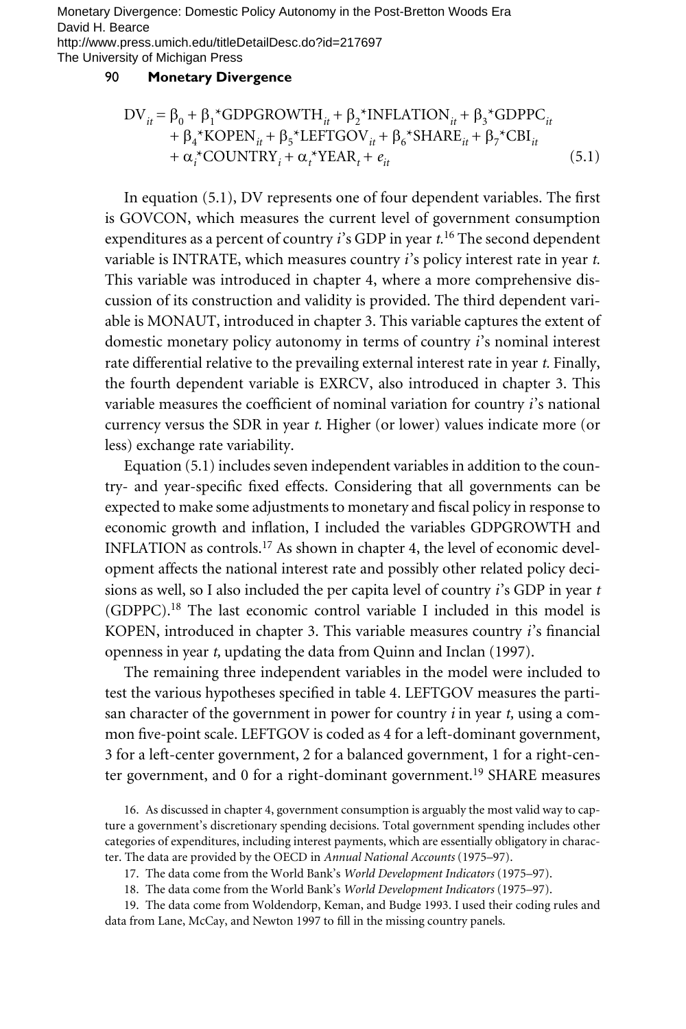$$
\begin{aligned}
DV_{it} = \beta_0 &+ \beta_1{}^{*}GDPGROWTH_{it} + \beta_2{}^{*}INFLATION_{it} + \beta_3{}^{*}GDPPC_{it} \\
&+ \beta_4{}^{*}KOPEN_{it} + \beta_5{}^{*}LEFTGOV_{it} + \beta_6{}^{*}SHARE_{it} + \beta_7{}^{*}CBI_{it} \\
&+ \alpha_i{}^{*}COUNTRY_i + \alpha_t{}^{*}YEAR_t + e_{it} \qquad (5.1)
\end{aligned}
$$

In equation (5.1), DV represents one of four dependent variables. The first is GOVCON, which measures the current level of government consumption expenditures as a percent of country *i*'s GDP in year *t.*[16] The second dependent variable is INTRATE, which measures country *i*'s policy interest rate in year *t.* This variable was introduced in chapter 4, where a more comprehensive discussion of its construction and validity is provided. The third dependent variable is MONAUT, introduced in chapter 3. This variable captures the extent of domestic monetary policy autonomy in terms of country *i*'s nominal interest rate differential relative to the prevailing external interest rate in year *t.* Finally, the fourth dependent variable is EXRCV, also introduced in chapter 3. This variable measures the coefficient of nominal variation for country *i*'s national currency versus the SDR in year *t.* Higher (or lower) values indicate more (or less) exchange rate variability.

Equation (5.1) includes seven independent variables in addition to the country- and year-specific fixed effects. Considering that all governments can be expected to make some adjustments to monetary and fiscal policy in response to economic growth and inflation, I included the variables GDPGROWTH and INFLATION as controls.[17] As shown in chapter 4, the level of economic development affects the national interest rate and possibly other related policy decisions as well, so I also included the per capita level of country *i*'s GDP in year *t* (GDPPC).[18] The last economic control variable I included in this model is KOPEN, introduced in chapter 3. This variable measures country *i*'s financial openness in year *t,* updating the data from Quinn and Inclan (1997).

The remaining three independent variables in the model were included to test the various hypotheses specified in table 4. LEFTGOV measures the partisan character of the government in power for country *i* in year *t,* using a common five-point scale. LEFTGOV is coded as 4 for a left-dominant government, 3 for a left-center government, 2 for a balanced government, 1 for a right-center government, and 0 for a right-dominant government.[19] SHARE measures

16. As discussed in chapter 4, government consumption is arguably the most valid way to capture a government's discretionary spending decisions. Total government spending includes other categories of expenditures, including interest payments, which are essentially obligatory in character. The data are provided by the OECD in *Annual National Accounts* (1975–97).

17. The data come from the World Bank's *World Development Indicators* (1975–97).

18. The data come from the World Bank's *World Development Indicators* (1975–97).

19. The data come from Woldendorp, Keman, and Budge 1993. I used their coding rules and data from Lane, McCay, and Newton 1997 to fill in the missing country panels.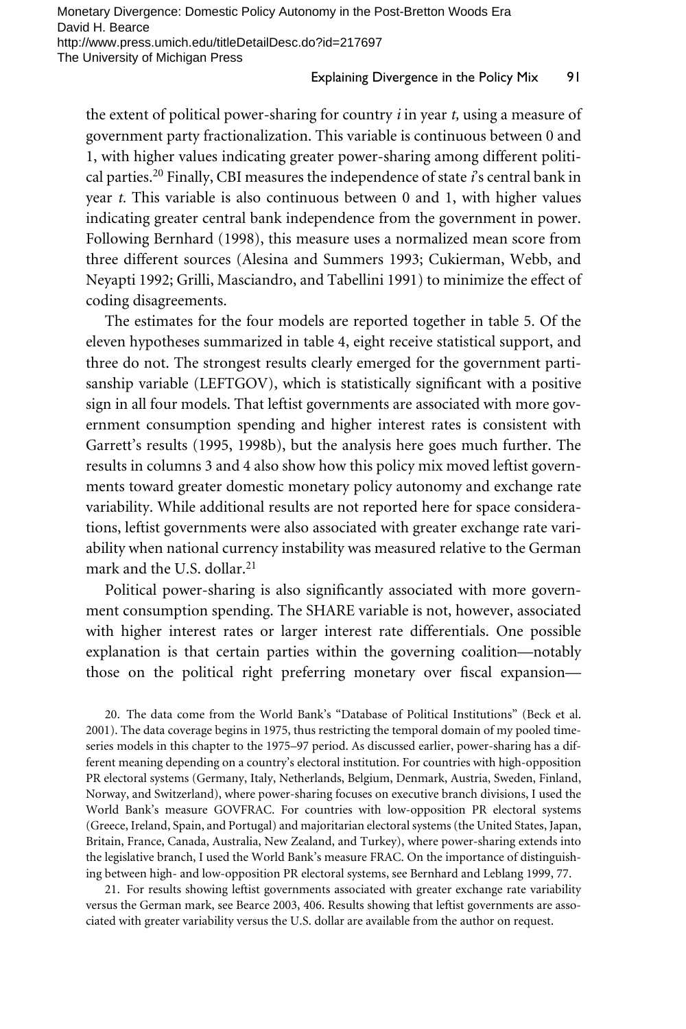the extent of political power-sharing for country *i* in year *t,* using a measure of government party fractionalization. This variable is continuous between 0 and 1, with higher values indicating greater power-sharing among different political parties.[20] Finally, CBI measures the independence of state *i*'s central bank in year *t.* This variable is also continuous between 0 and 1, with higher values indicating greater central bank independence from the government in power. Following Bernhard (1998), this measure uses a normalized mean score from three different sources (Alesina and Summers 1993; Cukierman, Webb, and Neyapti 1992; Grilli, Masciandro, and Tabellini 1991) to minimize the effect of coding disagreements.

The estimates for the four models are reported together in table 5. Of the eleven hypotheses summarized in table 4, eight receive statistical support, and three do not. The strongest results clearly emerged for the government partisanship variable (LEFTGOV), which is statistically significant with a positive sign in all four models. That leftist governments are associated with more government consumption spending and higher interest rates is consistent with Garrett's results (1995, 1998b), but the analysis here goes much further. The results in columns 3 and 4 also show how this policy mix moved leftist governments toward greater domestic monetary policy autonomy and exchange rate variability. While additional results are not reported here for space considerations, leftist governments were also associated with greater exchange rate variability when national currency instability was measured relative to the German mark and the U.S. dollar.[21]

Political power-sharing is also significantly associated with more government consumption spending. The SHARE variable is not, however, associated with higher interest rates or larger interest rate differentials. One possible explanation is that certain parties within the governing coalition—notably those on the political right preferring monetary over fiscal expansion—

20. The data come from the World Bank's "Database of Political Institutions" (Beck et al. 2001). The data coverage begins in 1975, thus restricting the temporal domain of my pooled time-series models in this chapter to the 1975–97 period. As discussed earlier, power-sharing has a different meaning depending on a country's electoral institution. For countries with high-opposition PR electoral systems (Germany, Italy, Netherlands, Belgium, Denmark, Austria, Sweden, Finland, Norway, and Switzerland), where power-sharing focuses on executive branch divisions, I used the World Bank's measure GOVFRAC. For countries with low-opposition PR electoral systems (Greece, Ireland, Spain, and Portugal) and majoritarian electoral systems (the United States, Japan, Britain, France, Canada, Australia, New Zealand, and Turkey), where power-sharing extends into the legislative branch, I used the World Bank's measure FRAC. On the importance of distinguishing between high- and low-opposition PR electoral systems, see Bernhard and Leblang 1999, 77.

21. For results showing leftist governments associated with greater exchange rate variability versus the German mark, see Bearce 2003, 406. Results showing that leftist governments are associated with greater variability versus the U.S. dollar are available from the author on request.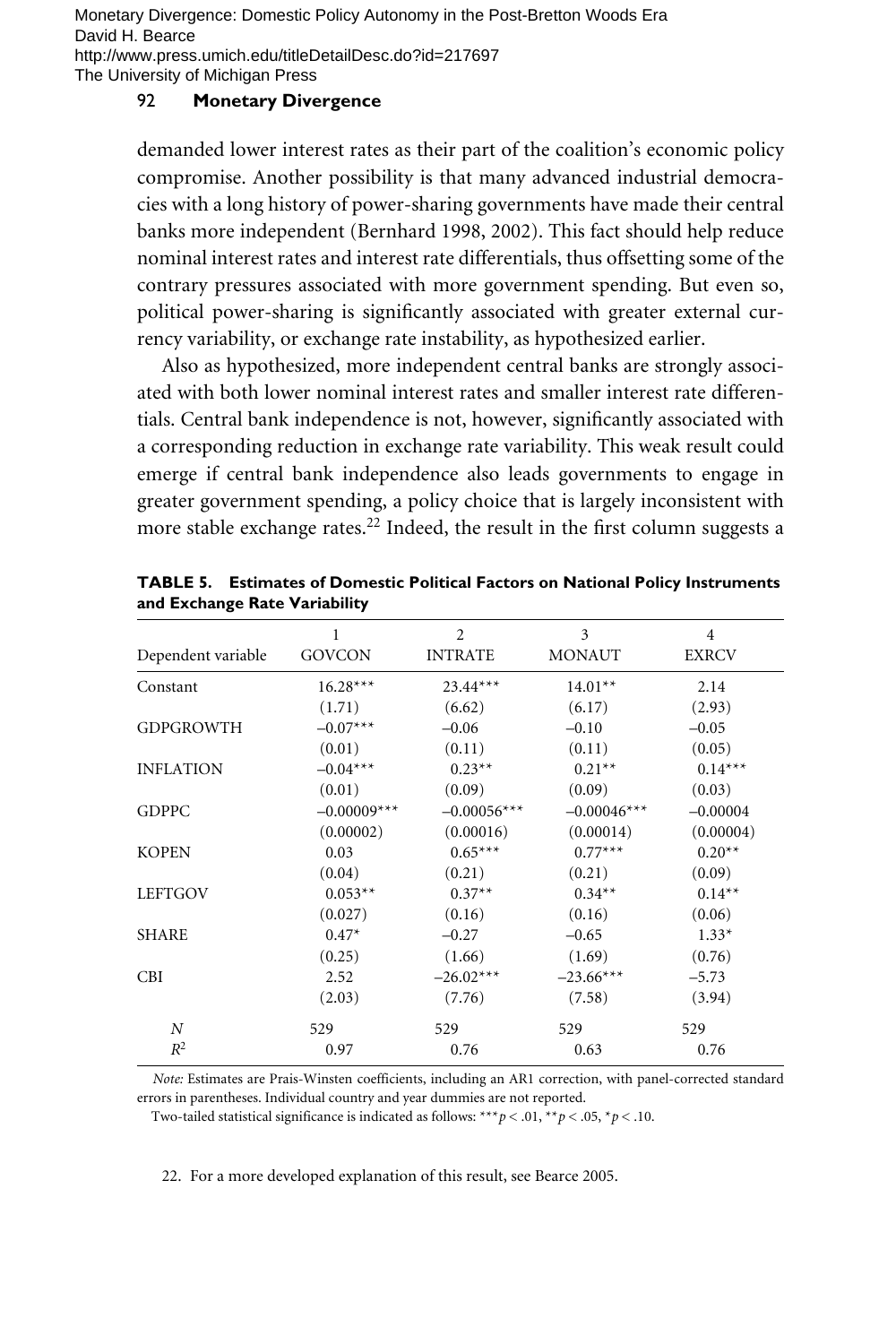demanded lower interest rates as their part of the coalition's economic policy compromise. Another possibility is that many advanced industrial democracies with a long history of power-sharing governments have made their central banks more independent (Bernhard 1998, 2002). This fact should help reduce nominal interest rates and interest rate differentials, thus offsetting some of the contrary pressures associated with more government spending. But even so, political power-sharing is significantly associated with greater external currency variability, or exchange rate instability, as hypothesized earlier.

Also as hypothesized, more independent central banks are strongly associated with both lower nominal interest rates and smaller interest rate differentials. Central bank independence is not, however, significantly associated with a corresponding reduction in exchange rate variability. This weak result could emerge if central bank independence also leads governments to engage in greater government spending, a policy choice that is largely inconsistent with more stable exchange rates.[22] Indeed, the result in the first column suggests a

**TABLE 5. Estimates of Domestic Political Factors on National Policy Instruments and Exchange Rate Variability**

| | 1 | 2 | 3 | 4 |
|---|---|---|---|---|
| Dependent variable | GOVCON | INTRATE | MONAUT | EXRCV |
| Constant | 16.28*** | 23.44*** | 14.01** | 2.14 |
| | (1.71) | (6.62) | (6.17) | (2.93) |
| GDPGROWTH | −0.07*** | −0.06 | −0.10 | −0.05 |
| | (0.01) | (0.11) | (0.11) | (0.05) |
| INFLATION | −0.04*** | 0.23** | 0.21** | 0.14*** |
| | (0.01) | (0.09) | (0.09) | (0.03) |
| GDPPC | −0.00009*** | −0.00056*** | −0.00046*** | −0.00004 |
| | (0.00002) | (0.00016) | (0.00014) | (0.00004) |
| KOPEN | 0.03 | 0.65*** | 0.77*** | 0.20** |
| | (0.04) | (0.21) | (0.21) | (0.09) |
| LEFTGOV | 0.053** | 0.37** | 0.34** | 0.14** |
| | (0.027) | (0.16) | (0.16) | (0.06) |
| SHARE | 0.47* | −0.27 | −0.65 | 1.33* |
| | (0.25) | (1.66) | (1.69) | (0.76) |
| CBI | 2.52 | −26.02*** | −23.66*** | −5.73 |
| | (2.03) | (7.76) | (7.58) | (3.94) |
| $N$ | 529 | 529 | 529 | 529 |
| $R^2$ | 0.97 | 0.76 | 0.63 | 0.76 |

*Note:* Estimates are Prais-Winsten coefficients, including an AR1 correction, with panel-corrected standard errors in parentheses. Individual country and year dummies are not reported.

Two-tailed statistical significance is indicated as follows: ***$p < .01$, **$p < .05$, *$p < .10$.

22. For a more developed explanation of this result, see Bearce 2005.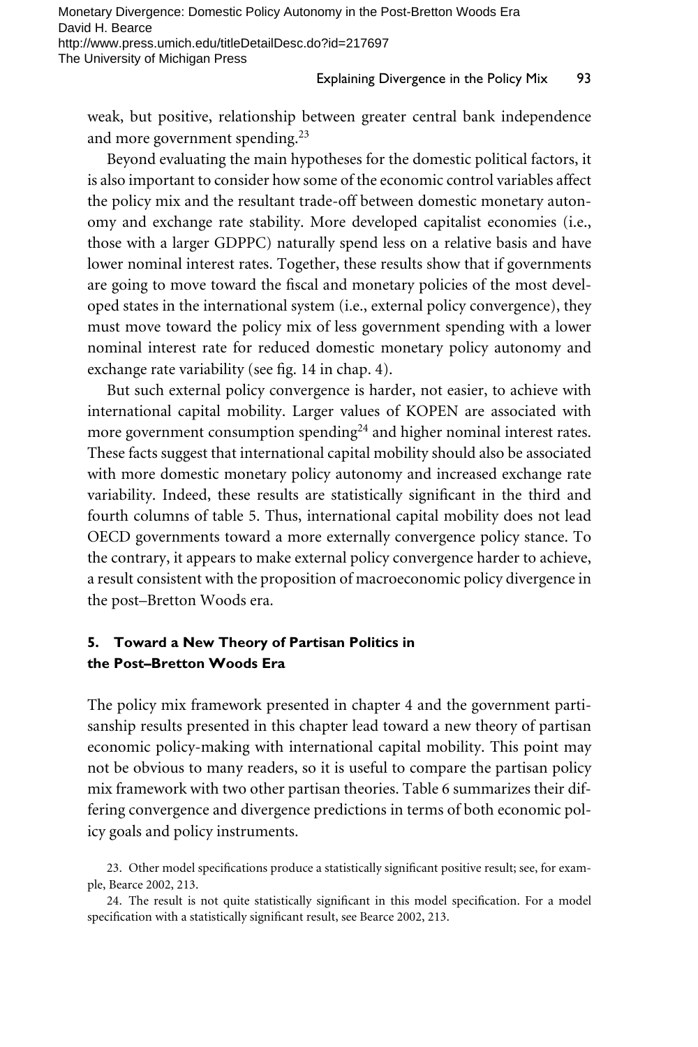weak, but positive, relationship between greater central bank independence and more government spending.[23]

Beyond evaluating the main hypotheses for the domestic political factors, it is also important to consider how some of the economic control variables affect the policy mix and the resultant trade-off between domestic monetary autonomy and exchange rate stability. More developed capitalist economies (i.e., those with a larger GDPPC) naturally spend less on a relative basis and have lower nominal interest rates. Together, these results show that if governments are going to move toward the fiscal and monetary policies of the most developed states in the international system (i.e., external policy convergence), they must move toward the policy mix of less government spending with a lower nominal interest rate for reduced domestic monetary policy autonomy and exchange rate variability (see fig. 14 in chap. 4).

But such external policy convergence is harder, not easier, to achieve with international capital mobility. Larger values of KOPEN are associated with more government consumption spending[24] and higher nominal interest rates. These facts suggest that international capital mobility should also be associated with more domestic monetary policy autonomy and increased exchange rate variability. Indeed, these results are statistically significant in the third and fourth columns of table 5. Thus, international capital mobility does not lead OECD governments toward a more externally convergence policy stance. To the contrary, it appears to make external policy convergence harder to achieve, a result consistent with the proposition of macroeconomic policy divergence in the post–Bretton Woods era.

## 5. Toward a New Theory of Partisan Politics in the Post–Bretton Woods Era

The policy mix framework presented in chapter 4 and the government partisanship results presented in this chapter lead toward a new theory of partisan economic policy-making with international capital mobility. This point may not be obvious to many readers, so it is useful to compare the partisan policy mix framework with two other partisan theories. Table 6 summarizes their differing convergence and divergence predictions in terms of both economic policy goals and policy instruments.

23. Other model specifications produce a statistically significant positive result; see, for example, Bearce 2002, 213.

24. The result is not quite statistically significant in this model specification. For a model specification with a statistically significant result, see Bearce 2002, 213.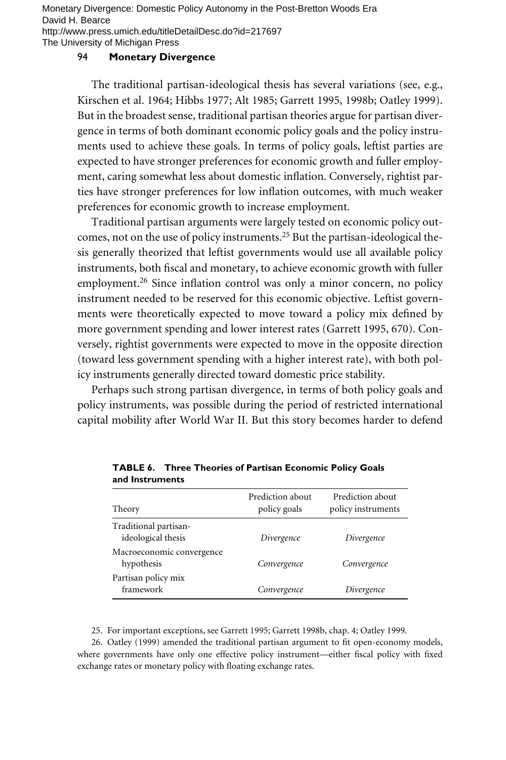The traditional partisan-ideological thesis has several variations (see, e.g., Kirschen et al. 1964; Hibbs 1977; Alt 1985; Garrett 1995, 1998b; Oatley 1999). But in the broadest sense, traditional partisan theories argue for partisan divergence in terms of both dominant economic policy goals and the policy instruments used to achieve these goals. In terms of policy goals, leftist parties are expected to have stronger preferences for economic growth and fuller employment, caring somewhat less about domestic inflation. Conversely, rightist parties have stronger preferences for low inflation outcomes, with much weaker preferences for economic growth to increase employment.

Traditional partisan arguments were largely tested on economic policy outcomes, not on the use of policy instruments.[25] But the partisan-ideological thesis generally theorized that leftist governments would use all available policy instruments, both fiscal and monetary, to achieve economic growth with fuller employment.[26] Since inflation control was only a minor concern, no policy instrument needed to be reserved for this economic objective. Leftist governments were theoretically expected to move toward a policy mix defined by more government spending and lower interest rates (Garrett 1995, 670). Conversely, rightist governments were expected to move in the opposite direction (toward less government spending with a higher interest rate), with both policy instruments generally directed toward domestic price stability.

Perhaps such strong partisan divergence, in terms of both policy goals and policy instruments, was possible during the period of restricted international capital mobility after World War II. But this story becomes harder to defend

**TABLE 6. Three Theories of Partisan Economic Policy Goals and Instruments**

| Theory | Prediction about policy goals | Prediction about policy instruments |
|---|---|---|
| Traditional partisan-ideological thesis | *Divergence* | *Divergence* |
| Macroeconomic convergence hypothesis | *Convergence* | *Convergence* |
| Partisan policy mix framework | *Convergence* | *Divergence* |

25. For important exceptions, see Garrett 1995; Garrett 1998b, chap. 4; Oatley 1999.

26. Oatley (1999) amended the traditional partisan argument to fit open-economy models, where governments have only one effective policy instrument—either fiscal policy with fixed exchange rates or monetary policy with floating exchange rates.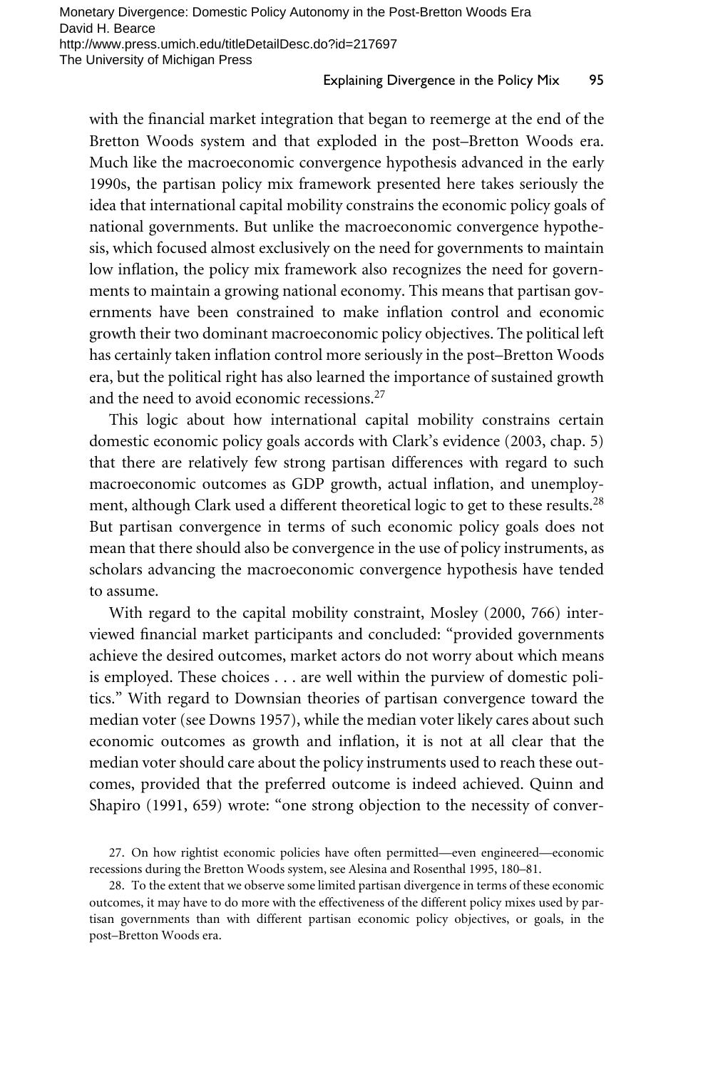with the financial market integration that began to reemerge at the end of the Bretton Woods system and that exploded in the post–Bretton Woods era. Much like the macroeconomic convergence hypothesis advanced in the early 1990s, the partisan policy mix framework presented here takes seriously the idea that international capital mobility constrains the economic policy goals of national governments. But unlike the macroeconomic convergence hypothesis, which focused almost exclusively on the need for governments to maintain low inflation, the policy mix framework also recognizes the need for governments to maintain a growing national economy. This means that partisan governments have been constrained to make inflation control and economic growth their two dominant macroeconomic policy objectives. The political left has certainly taken inflation control more seriously in the post–Bretton Woods era, but the political right has also learned the importance of sustained growth and the need to avoid economic recessions.[27]

This logic about how international capital mobility constrains certain domestic economic policy goals accords with Clark's evidence (2003, chap. 5) that there are relatively few strong partisan differences with regard to such macroeconomic outcomes as GDP growth, actual inflation, and unemployment, although Clark used a different theoretical logic to get to these results.[28] But partisan convergence in terms of such economic policy goals does not mean that there should also be convergence in the use of policy instruments, as scholars advancing the macroeconomic convergence hypothesis have tended to assume.

With regard to the capital mobility constraint, Mosley (2000, 766) interviewed financial market participants and concluded: "provided governments achieve the desired outcomes, market actors do not worry about which means is employed. These choices . . . are well within the purview of domestic politics." With regard to Downsian theories of partisan convergence toward the median voter (see Downs 1957), while the median voter likely cares about such economic outcomes as growth and inflation, it is not at all clear that the median voter should care about the policy instruments used to reach these outcomes, provided that the preferred outcome is indeed achieved. Quinn and Shapiro (1991, 659) wrote: "one strong objection to the necessity of conver-

27. On how rightist economic policies have often permitted—even engineered—economic recessions during the Bretton Woods system, see Alesina and Rosenthal 1995, 180–81.

28. To the extent that we observe some limited partisan divergence in terms of these economic outcomes, it may have to do more with the effectiveness of the different policy mixes used by partisan governments than with different partisan economic policy objectives, or goals, in the post–Bretton Woods era.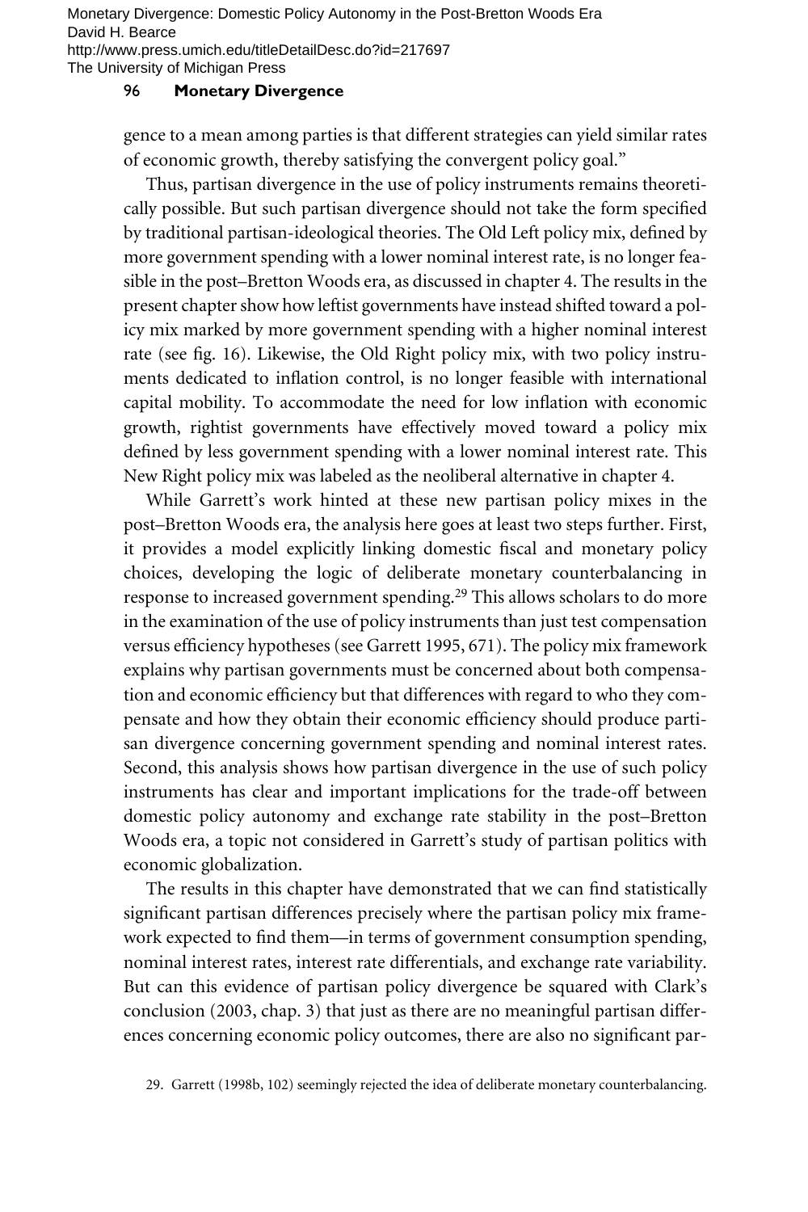gence to a mean among parties is that different strategies can yield similar rates of economic growth, thereby satisfying the convergent policy goal."

Thus, partisan divergence in the use of policy instruments remains theoretically possible. But such partisan divergence should not take the form specified by traditional partisan-ideological theories. The Old Left policy mix, defined by more government spending with a lower nominal interest rate, is no longer feasible in the post–Bretton Woods era, as discussed in chapter 4. The results in the present chapter show how leftist governments have instead shifted toward a policy mix marked by more government spending with a higher nominal interest rate (see fig. 16). Likewise, the Old Right policy mix, with two policy instruments dedicated to inflation control, is no longer feasible with international capital mobility. To accommodate the need for low inflation with economic growth, rightist governments have effectively moved toward a policy mix defined by less government spending with a lower nominal interest rate. This New Right policy mix was labeled as the neoliberal alternative in chapter 4.

While Garrett's work hinted at these new partisan policy mixes in the post–Bretton Woods era, the analysis here goes at least two steps further. First, it provides a model explicitly linking domestic fiscal and monetary policy choices, developing the logic of deliberate monetary counterbalancing in response to increased government spending.[29] This allows scholars to do more in the examination of the use of policy instruments than just test compensation versus efficiency hypotheses (see Garrett 1995, 671). The policy mix framework explains why partisan governments must be concerned about both compensation and economic efficiency but that differences with regard to who they compensate and how they obtain their economic efficiency should produce partisan divergence concerning government spending and nominal interest rates. Second, this analysis shows how partisan divergence in the use of such policy instruments has clear and important implications for the trade-off between domestic policy autonomy and exchange rate stability in the post–Bretton Woods era, a topic not considered in Garrett's study of partisan politics with economic globalization.

The results in this chapter have demonstrated that we can find statistically significant partisan differences precisely where the partisan policy mix framework expected to find them—in terms of government consumption spending, nominal interest rates, interest rate differentials, and exchange rate variability. But can this evidence of partisan policy divergence be squared with Clark's conclusion (2003, chap. 3) that just as there are no meaningful partisan differences concerning economic policy outcomes, there are also no significant par-

29. Garrett (1998b, 102) seemingly rejected the idea of deliberate monetary counterbalancing.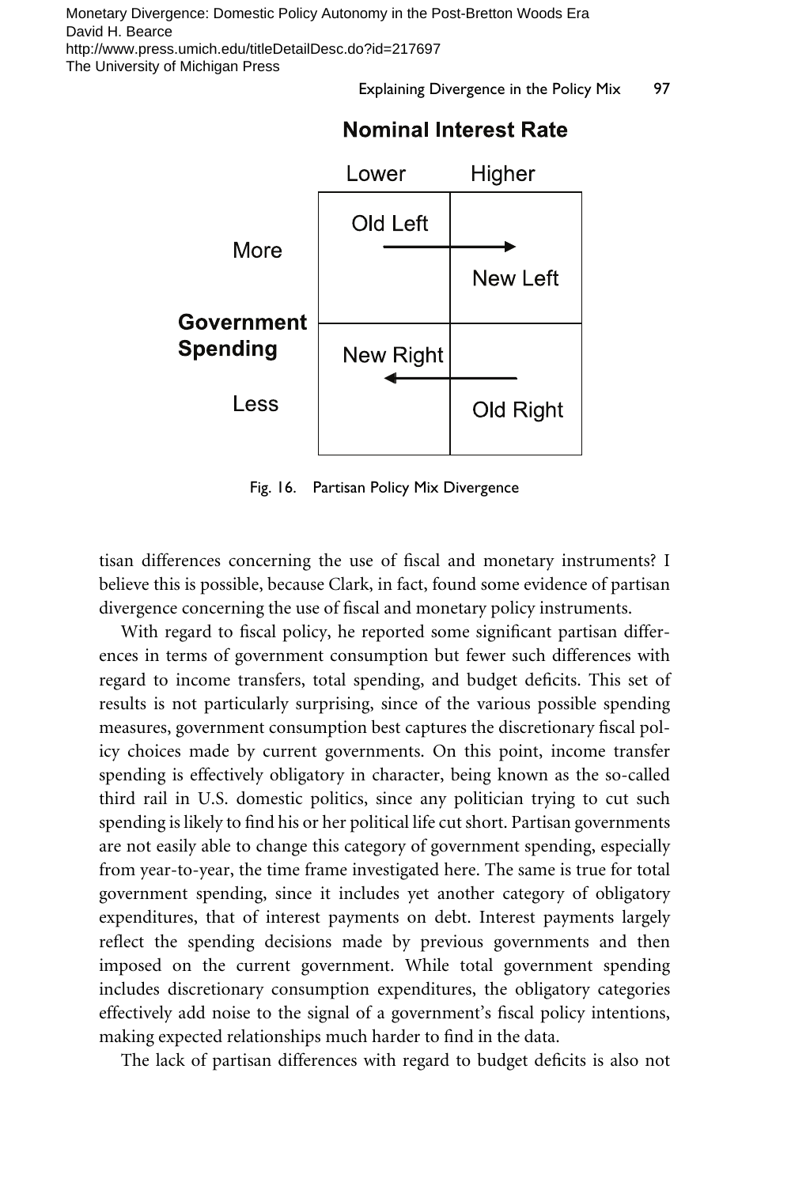**Nominal Interest Rate**

| Government Spending | Lower | Higher |
|---|---|---|
| More | Old Left → | New Left |
| Less | New Right ← | Old Right |

Fig. 16. Partisan Policy Mix Divergence

tisan differences concerning the use of fiscal and monetary instruments? I believe this is possible, because Clark, in fact, found some evidence of partisan divergence concerning the use of fiscal and monetary policy instruments.

With regard to fiscal policy, he reported some significant partisan differences in terms of government consumption but fewer such differences with regard to income transfers, total spending, and budget deficits. This set of results is not particularly surprising, since of the various possible spending measures, government consumption best captures the discretionary fiscal policy choices made by current governments. On this point, income transfer spending is effectively obligatory in character, being known as the so-called third rail in U.S. domestic politics, since any politician trying to cut such spending is likely to find his or her political life cut short. Partisan governments are not easily able to change this category of government spending, especially from year-to-year, the time frame investigated here. The same is true for total government spending, since it includes yet another category of obligatory expenditures, that of interest payments on debt. Interest payments largely reflect the spending decisions made by previous governments and then imposed on the current government. While total government spending includes discretionary consumption expenditures, the obligatory categories effectively add noise to the signal of a government's fiscal policy intentions, making expected relationships much harder to find in the data.

The lack of partisan differences with regard to budget deficits is also not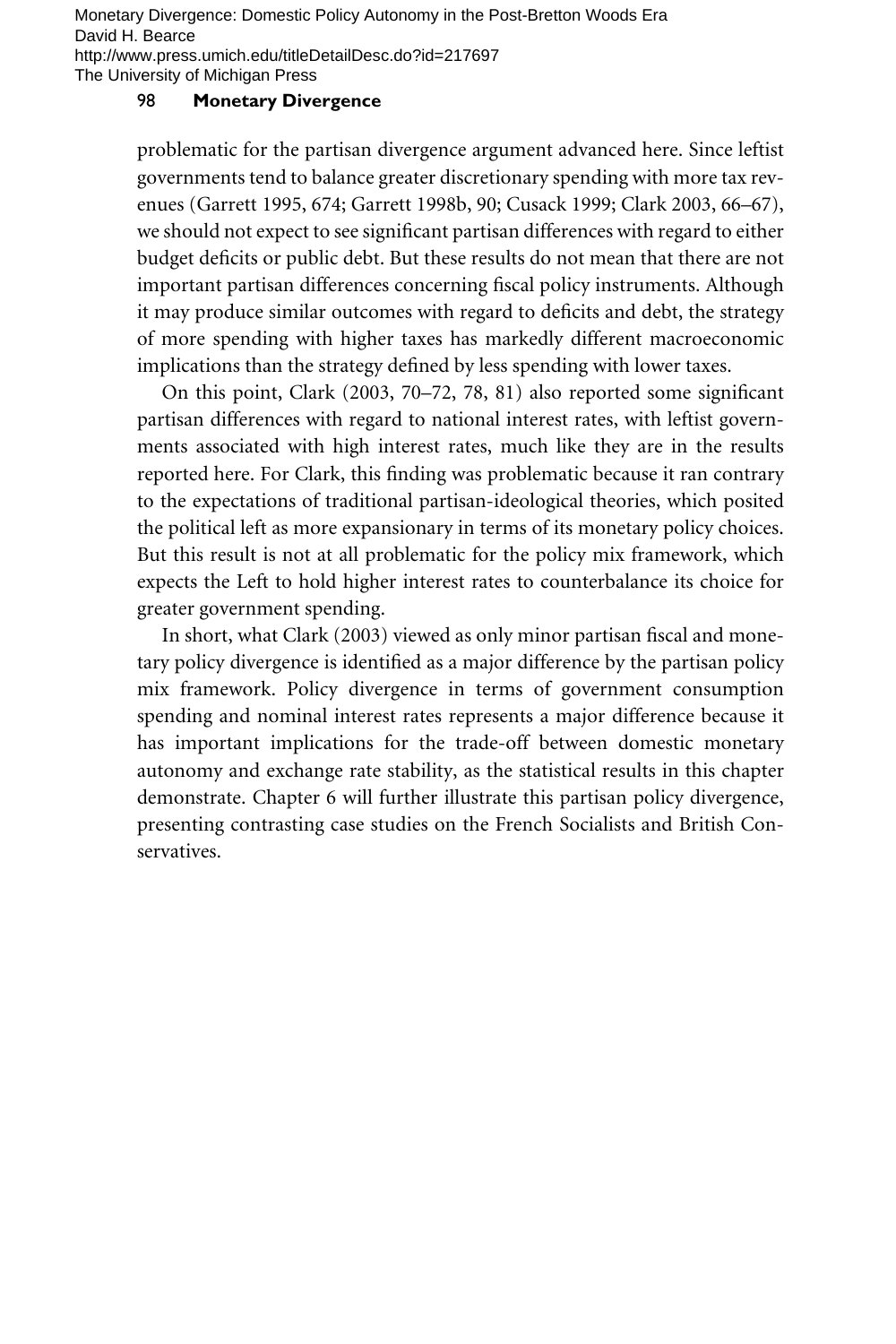problematic for the partisan divergence argument advanced here. Since leftist governments tend to balance greater discretionary spending with more tax revenues (Garrett 1995, 674; Garrett 1998b, 90; Cusack 1999; Clark 2003, 66–67), we should not expect to see significant partisan differences with regard to either budget deficits or public debt. But these results do not mean that there are not important partisan differences concerning fiscal policy instruments. Although it may produce similar outcomes with regard to deficits and debt, the strategy of more spending with higher taxes has markedly different macroeconomic implications than the strategy defined by less spending with lower taxes.

On this point, Clark (2003, 70–72, 78, 81) also reported some significant partisan differences with regard to national interest rates, with leftist governments associated with high interest rates, much like they are in the results reported here. For Clark, this finding was problematic because it ran contrary to the expectations of traditional partisan-ideological theories, which posited the political left as more expansionary in terms of its monetary policy choices. But this result is not at all problematic for the policy mix framework, which expects the Left to hold higher interest rates to counterbalance its choice for greater government spending.

In short, what Clark (2003) viewed as only minor partisan fiscal and monetary policy divergence is identified as a major difference by the partisan policy mix framework. Policy divergence in terms of government consumption spending and nominal interest rates represents a major difference because it has important implications for the trade-off between domestic monetary autonomy and exchange rate stability, as the statistical results in this chapter demonstrate. Chapter 6 will further illustrate this partisan policy divergence, presenting contrasting case studies on the French Socialists and British Conservatives.